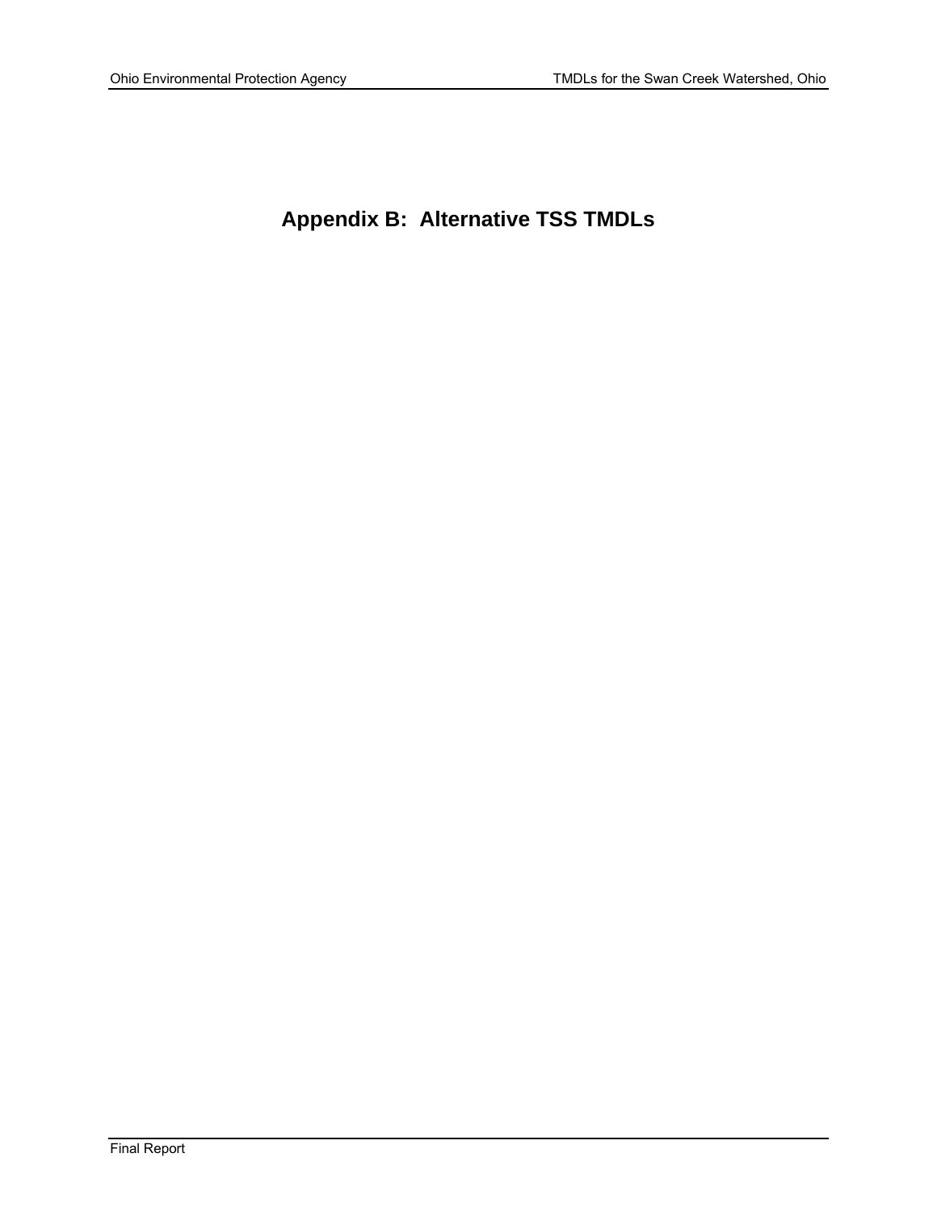# Appendix B: Alternative TSS TMDLs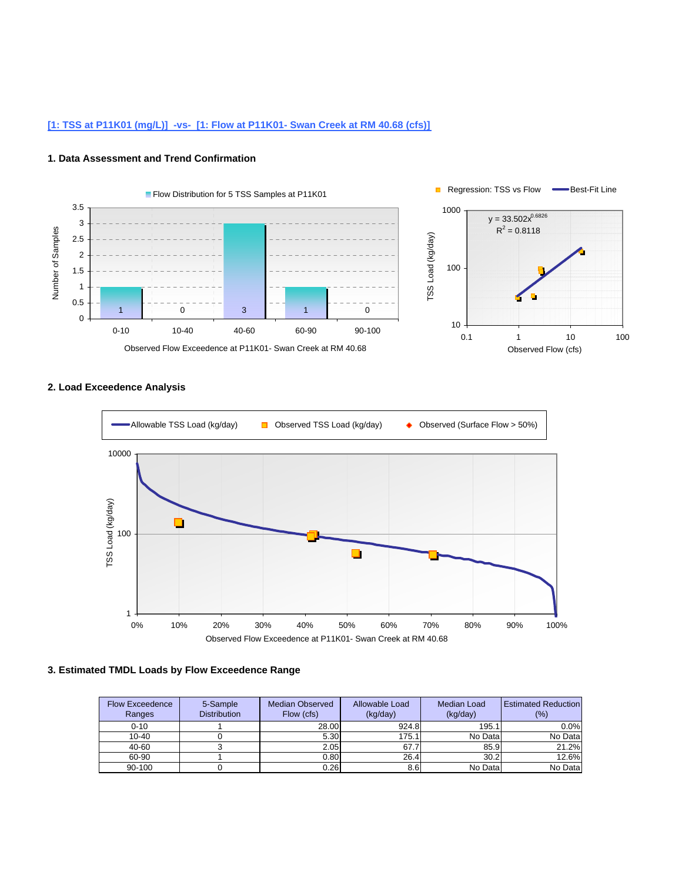[1: TSS at P11K01 (mg/L)] -vs- [1: Flow at P11K01- Swan Creek at RM 40.68 (cfs)]

### 1. Data Assessment and Trend Confirmation

Flow Distribution for 5 TSS Samples at P11K01

Regression: TSS vs Flow — Best-Fit Line

$y = 33.502x^{0.6826}$

$R^2 = 0.8118$

### 2. Load Exceedence Analysis

### 3. Estimated TMDL Loads by Flow Exceedence Range

| Flow Exceedence Ranges | 5-Sample Distribution | Median Observed Flow (cfs) | Allowable Load (kg/day) | Median Load (kg/day) | Estimated Reduction (%) |
|---|---|---|---|---|---|
| 0-10 | 1 | 28.00 | 924.8 | 195.1 | 0.0% |
| 10-40 | 0 | 5.30 | 175.1 | No Data | No Data |
| 40-60 | 3 | 2.05 | 67.7 | 85.9 | 21.2% |
| 60-90 | 1 | 0.80 | 26.4 | 30.2 | 12.6% |
| 90-100 | 0 | 0.26 | 8.6 | No Data | No Data |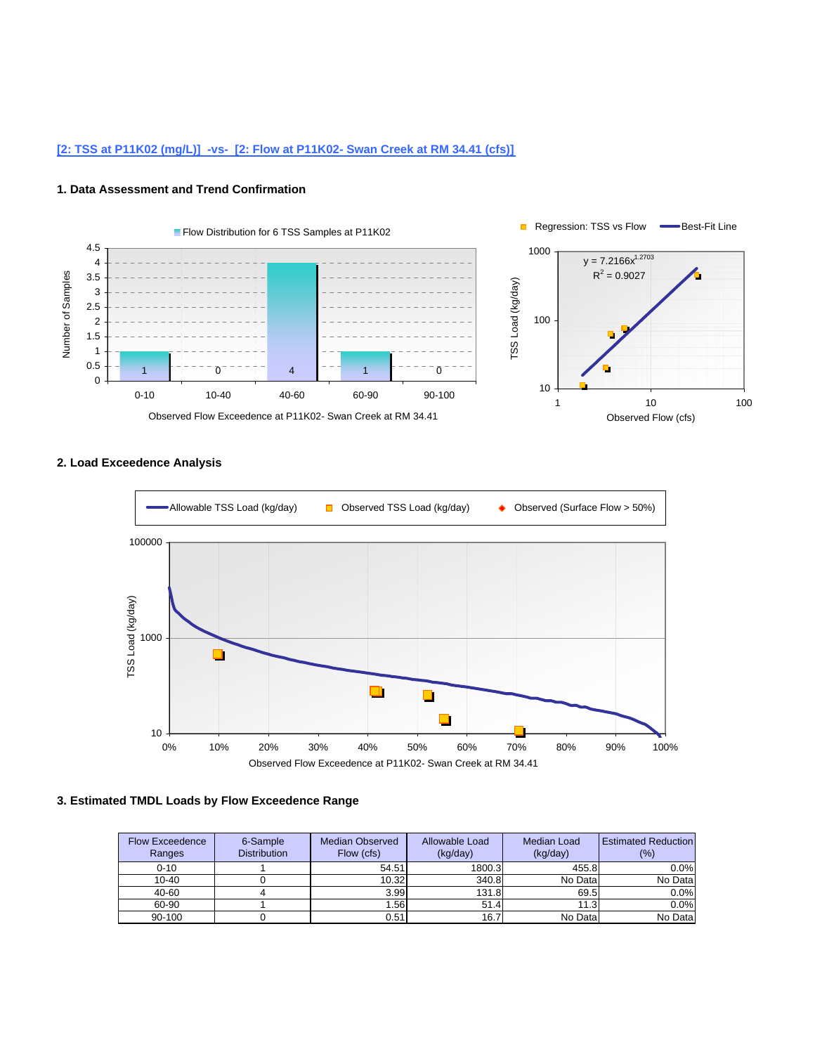[2: TSS at P11K02 (mg/L)] -vs- [2: Flow at P11K02- Swan Creek at RM 34.41 (cfs)]

### 1. Data Assessment and Trend Confirmation

Flow Distribution for 6 TSS Samples at P11K02

| Observed Flow Exceedence at P11K02- Swan Creek at RM 34.41 | Number of Samples |
|---|---|
| 0-10 | 1 |
| 10-40 | 0 |
| 40-60 | 4 |
| 60-90 | 1 |
| 90-100 | 0 |

Regression: TSS vs Flow — Best-Fit Line

$y = 7.2166x^{1.2703}$

$R^2 = 0.9027$

TSS Load (kg/day) vs Observed Flow (cfs)

### 2. Load Exceedence Analysis

Allowable TSS Load (kg/day) — Observed TSS Load (kg/day) — Observed (Surface Flow > 50%)

TSS Load (kg/day) vs Observed Flow Exceedence at P11K02- Swan Creek at RM 34.41

### 3. Estimated TMDL Loads by Flow Exceedence Range

| Flow Exceedence Ranges | 6-Sample Distribution | Median Observed Flow (cfs) | Allowable Load (kg/day) | Median Load (kg/day) | Estimated Reduction (%) |
|---|---|---|---|---|---|
| 0-10 | 1 | 54.51 | 1800.3 | 455.8 | 0.0% |
| 10-40 | 0 | 10.32 | 340.8 | No Data | No Data |
| 40-60 | 4 | 3.99 | 131.8 | 69.5 | 0.0% |
| 60-90 | 1 | 1.56 | 51.4 | 11.3 | 0.0% |
| 90-100 | 0 | 0.51 | 16.7 | No Data | No Data |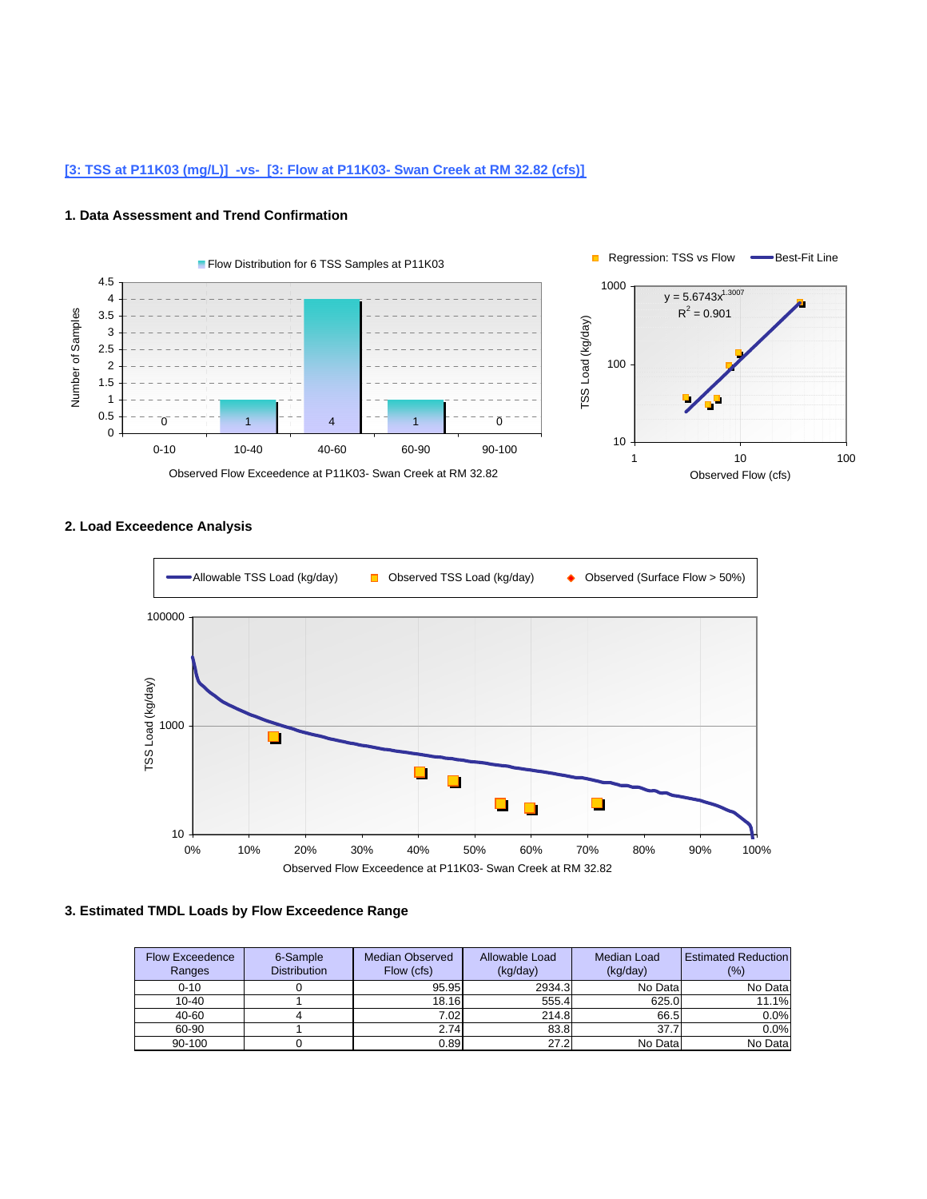[3: TSS at P11K03 (mg/L)]  -vs-  [3: Flow at P11K03- Swan Creek at RM 32.82 (cfs)]

### 1. Data Assessment and Trend Confirmation

### 2. Load Exceedence Analysis

### 3. Estimated TMDL Loads by Flow Exceedence Range

| Flow Exceedence Ranges | 6-Sample Distribution | Median Observed Flow (cfs) | Allowable Load (kg/day) | Median Load (kg/day) | Estimated Reduction (%) |
|---|---|---|---|---|---|
| 0-10 | 0 | 95.95 | 2934.3 | No Data | No Data |
| 10-40 | 1 | 18.16 | 555.4 | 625.0 | 11.1% |
| 40-60 | 4 | 7.02 | 214.8 | 66.5 | 0.0% |
| 60-90 | 1 | 2.74 | 83.8 | 37.7 | 0.0% |
| 90-100 | 0 | 0.89 | 27.2 | No Data | No Data |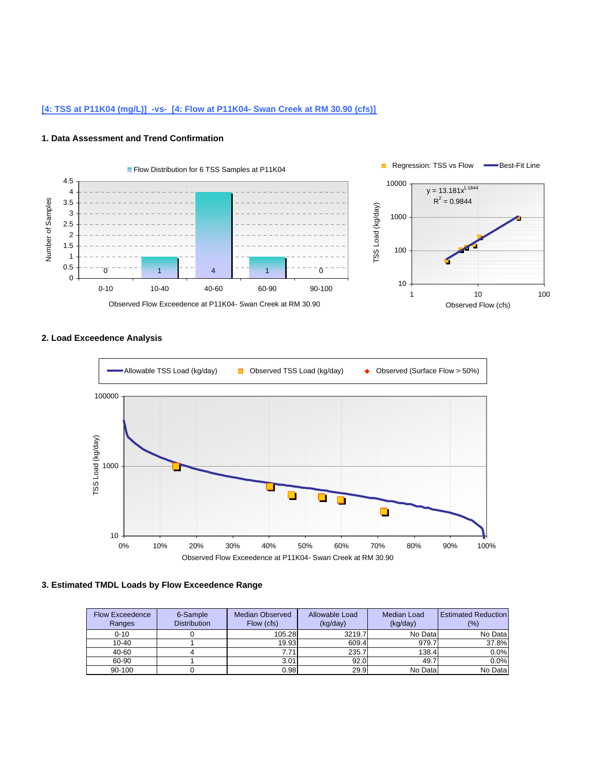[4: TSS at P11K04 (mg/L)] -vs- [4: Flow at P11K04- Swan Creek at RM 30.90 (cfs)]

### 1. Data Assessment and Trend Confirmation

Flow Distribution for 6 TSS Samples at P11K04

Number of Samples

| 0-10 | 10-40 | 40-60 | 60-90 | 90-100 |
|---|---|---|---|---|
| 0 | 1 | 4 | 1 | 0 |

Observed Flow Exceedence at P11K04- Swan Creek at RM 30.90

Regression: TSS vs Flow — Best-Fit Line

$y = 13.181x^{1.1844}$

$R^2 = 0.9844$

TSS Load (kg/day)

Observed Flow (cfs)

### 2. Load Exceedence Analysis

Allowable TSS Load (kg/day) — Observed TSS Load (kg/day) — Observed (Surface Flow > 50%)

TSS Load (kg/day)

Observed Flow Exceedence at P11K04- Swan Creek at RM 30.90

### 3. Estimated TMDL Loads by Flow Exceedence Range

| Flow Exceedence Ranges | 6-Sample Distribution | Median Observed Flow (cfs) | Allowable Load (kg/day) | Median Load (kg/day) | Estimated Reduction (%) |
|---|---|---|---|---|---|
| 0-10 | 0 | 105.28 | 3219.7 | No Data | No Data |
| 10-40 | 1 | 19.93 | 609.4 | 979.7 | 37.8% |
| 40-60 | 4 | 7.71 | 235.7 | 138.4 | 0.0% |
| 60-90 | 1 | 3.01 | 92.0 | 49.7 | 0.0% |
| 90-100 | 0 | 0.98 | 29.9 | No Data | No Data |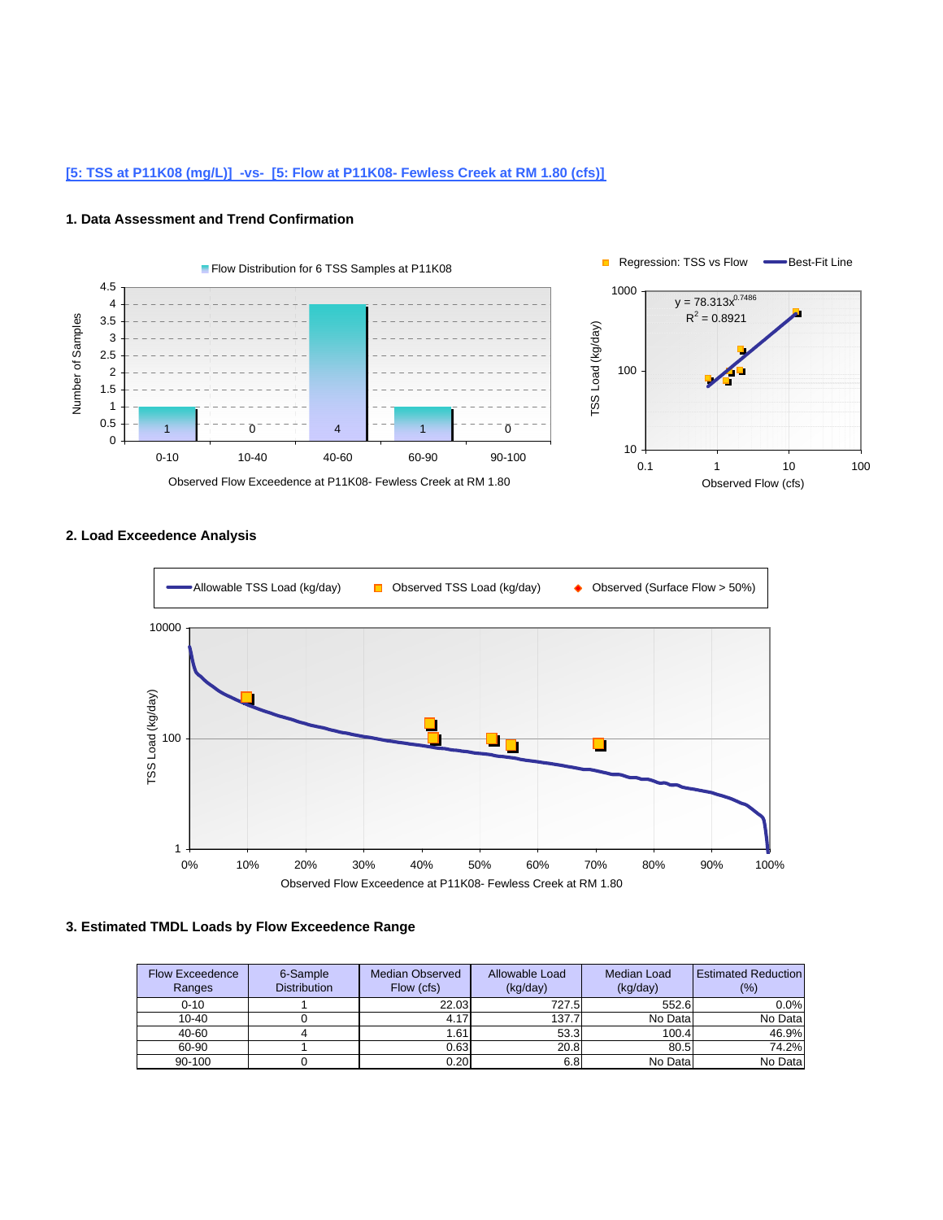[5: TSS at P11K08 (mg/L)]  -vs-  [5: Flow at P11K08- Fewless Creek at RM 1.80 (cfs)]

### 1. Data Assessment and Trend Confirmation

### 2. Load Exceedence Analysis

### 3. Estimated TMDL Loads by Flow Exceedence Range

| Flow Exceedence Ranges | 6-Sample Distribution | Median Observed Flow (cfs) | Allowable Load (kg/day) | Median Load (kg/day) | Estimated Reduction (%) |
|---|---|---|---|---|---|
| 0-10 | 1 | 22.03 | 727.5 | 552.6 | 0.0% |
| 10-40 | 0 | 4.17 | 137.7 | No Data | No Data |
| 40-60 | 4 | 1.61 | 53.3 | 100.4 | 46.9% |
| 60-90 | 1 | 0.63 | 20.8 | 80.5 | 74.2% |
| 90-100 | 0 | 0.20 | 6.8 | No Data | No Data |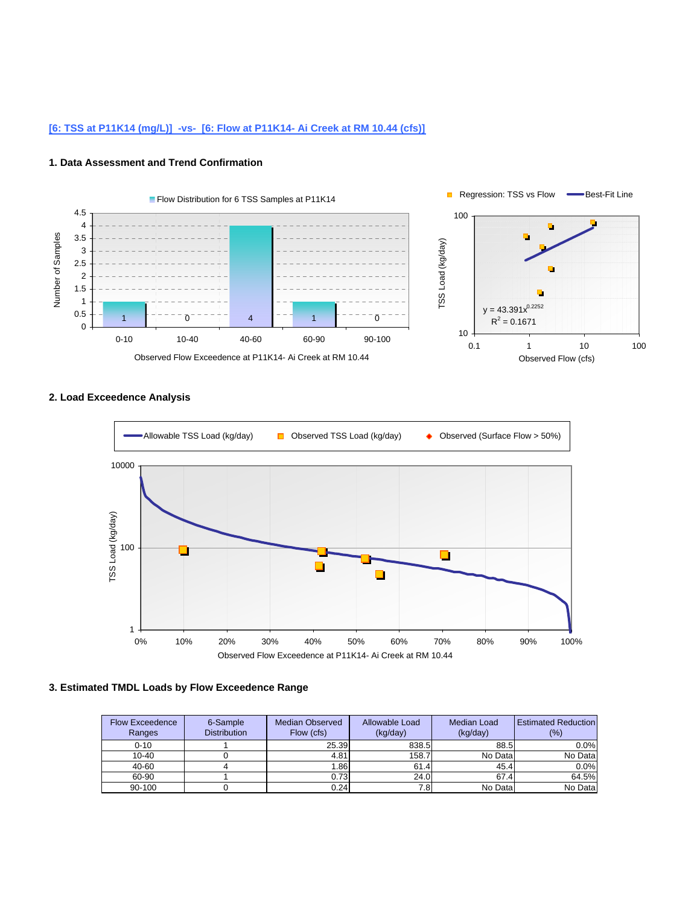[6: TSS at P11K14 (mg/L)]  -vs-  [6: Flow at P11K14- Ai Creek at RM 10.44 (cfs)]

### 1. Data Assessment and Trend Confirmation

Flow Distribution for 6 TSS Samples at P11K14

| Observed Flow Exceedence at P11K14- Ai Creek at RM 10.44 | 0-10 | 10-40 | 40-60 | 60-90 | 90-100 |
|---|---|---|---|---|---|
| Number of Samples | 1 | 0 | 4 | 1 | 0 |

Regression: TSS vs Flow — Best-Fit Line

$y = 43.391x^{0.2252}$

$R^2 = 0.1671$

TSS Load (kg/day) vs Observed Flow (cfs)

### 2. Load Exceedence Analysis

Allowable TSS Load (kg/day) — Observed TSS Load (kg/day) — Observed (Surface Flow > 50%)

TSS Load (kg/day) vs Observed Flow Exceedence at P11K14- Ai Creek at RM 10.44

### 3. Estimated TMDL Loads by Flow Exceedence Range

| Flow Exceedence Ranges | 6-Sample Distribution | Median Observed Flow (cfs) | Allowable Load (kg/day) | Median Load (kg/day) | Estimated Reduction (%) |
|---|---|---|---|---|---|
| 0-10 | 1 | 25.39 | 838.5 | 88.5 | 0.0% |
| 10-40 | 0 | 4.81 | 158.7 | No Data | No Data |
| 40-60 | 4 | 1.86 | 61.4 | 45.4 | 0.0% |
| 60-90 | 1 | 0.73 | 24.0 | 67.4 | 64.5% |
| 90-100 | 0 | 0.24 | 7.8 | No Data | No Data |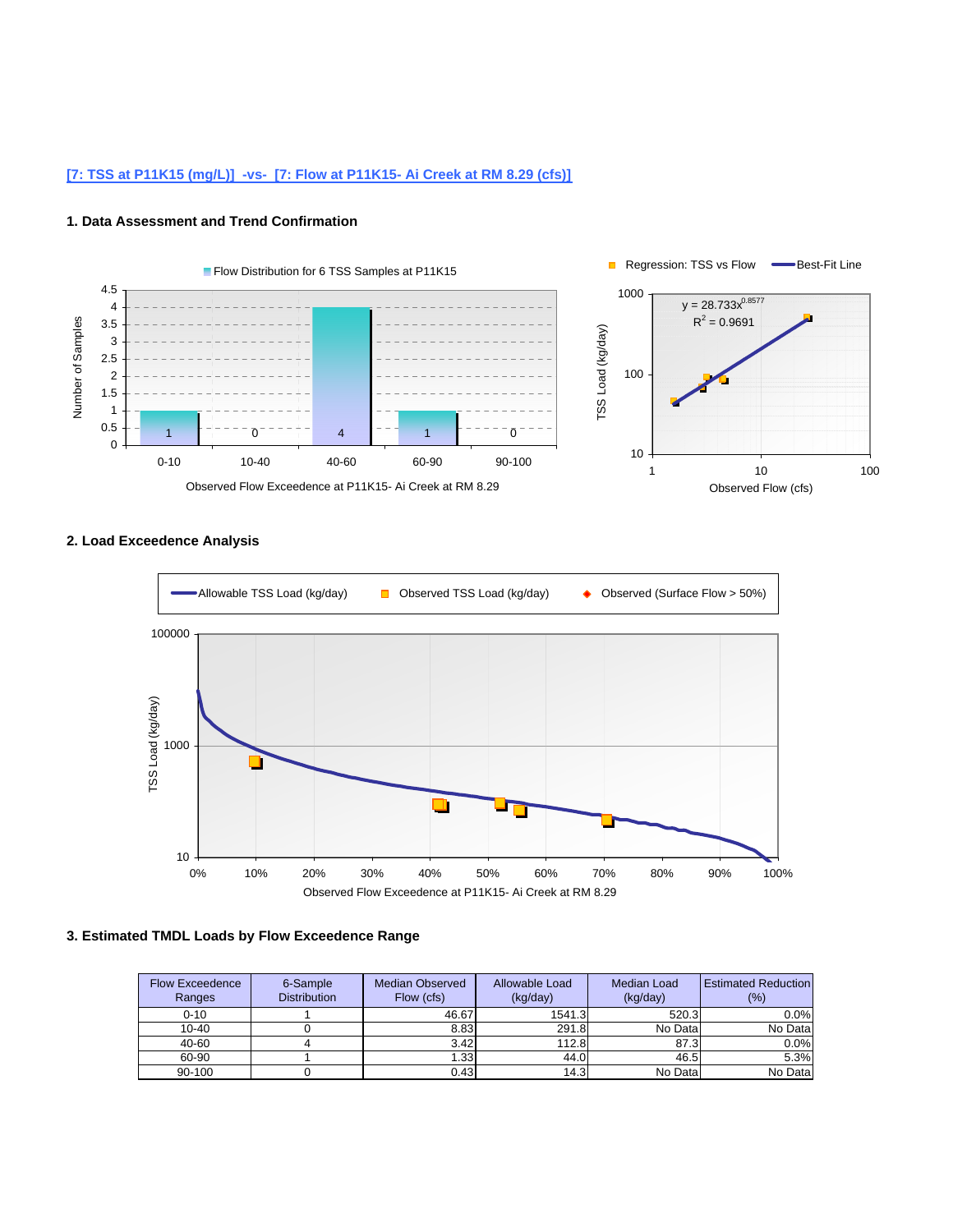[7: TSS at P11K15 (mg/L)]  -vs-  [7: Flow at P11K15- Ai Creek at RM 8.29 (cfs)]

### 1. Data Assessment and Trend Confirmation

### 2. Load Exceedence Analysis

### 3. Estimated TMDL Loads by Flow Exceedence Range

| Flow Exceedence Ranges | 6-Sample Distribution | Median Observed Flow (cfs) | Allowable Load (kg/day) | Median Load (kg/day) | Estimated Reduction (%) |
|---|---|---|---|---|---|
| 0-10 | 1 | 46.67 | 1541.3 | 520.3 | 0.0% |
| 10-40 | 0 | 8.83 | 291.8 | No Data | No Data |
| 40-60 | 4 | 3.42 | 112.8 | 87.3 | 0.0% |
| 60-90 | 1 | 1.33 | 44.0 | 46.5 | 5.3% |
| 90-100 | 0 | 0.43 | 14.3 | No Data | No Data |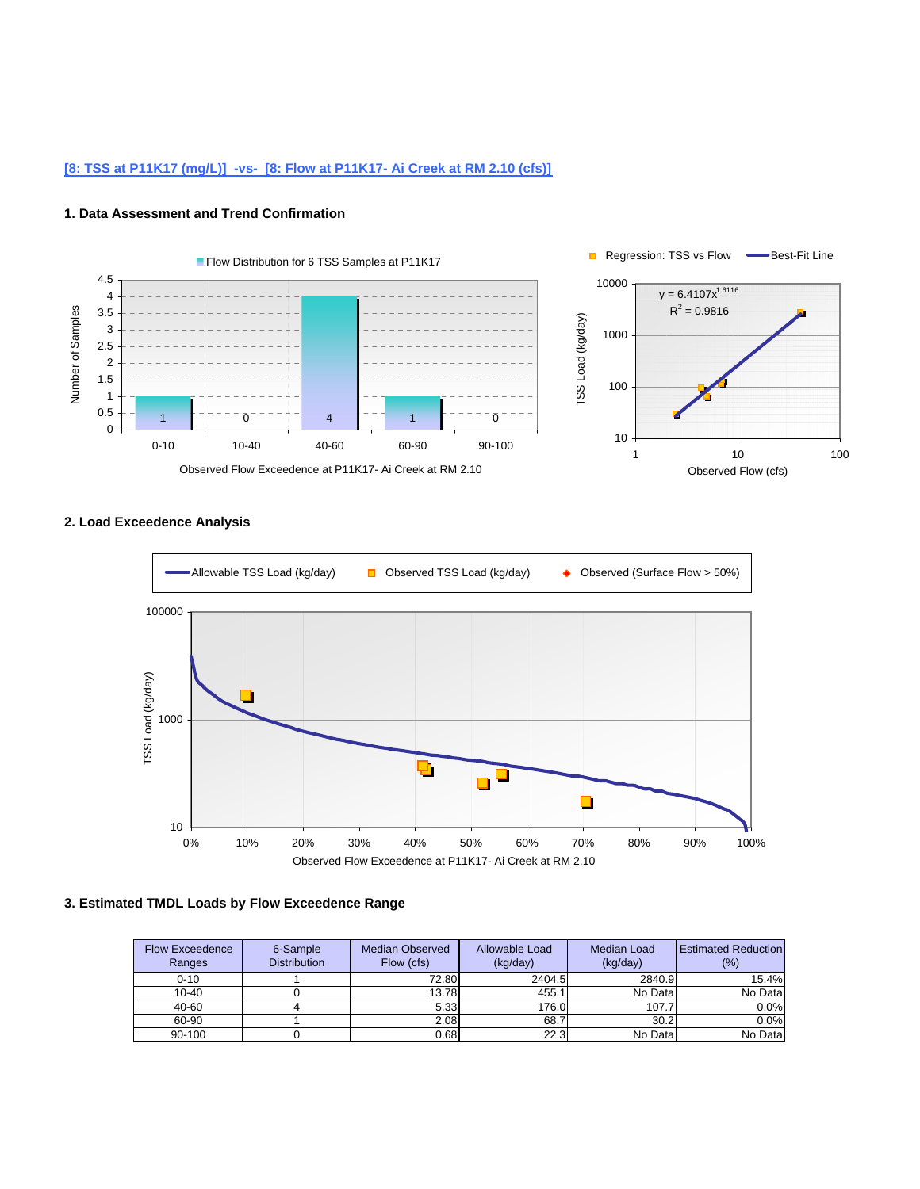[8: TSS at P11K17 (mg/L)]  -vs-  [8: Flow at P11K17- Ai Creek at RM 2.10 (cfs)]

### 1. Data Assessment and Trend Confirmation

Flow Distribution for 6 TSS Samples at P11K17

Observed Flow Exceedence at P11K17- Ai Creek at RM 2.10

Regression: TSS vs Flow — Best-Fit Line

$y = 6.4107x^{1.6116}$

$R^2 = 0.9816$

Observed Flow (cfs)

### 2. Load Exceedence Analysis

Allowable TSS Load (kg/day) — Observed TSS Load (kg/day) — Observed (Surface Flow > 50%)

Observed Flow Exceedence at P11K17- Ai Creek at RM 2.10

### 3. Estimated TMDL Loads by Flow Exceedence Range

| Flow Exceedence Ranges | 6-Sample Distribution | Median Observed Flow (cfs) | Allowable Load (kg/day) | Median Load (kg/day) | Estimated Reduction (%) |
|---|---|---|---|---|---|
| 0-10 | 1 | 72.80 | 2404.5 | 2840.9 | 15.4% |
| 10-40 | 0 | 13.78 | 455.1 | No Data | No Data |
| 40-60 | 4 | 5.33 | 176.0 | 107.7 | 0.0% |
| 60-90 | 1 | 2.08 | 68.7 | 30.2 | 0.0% |
| 90-100 | 0 | 0.68 | 22.3 | No Data | No Data |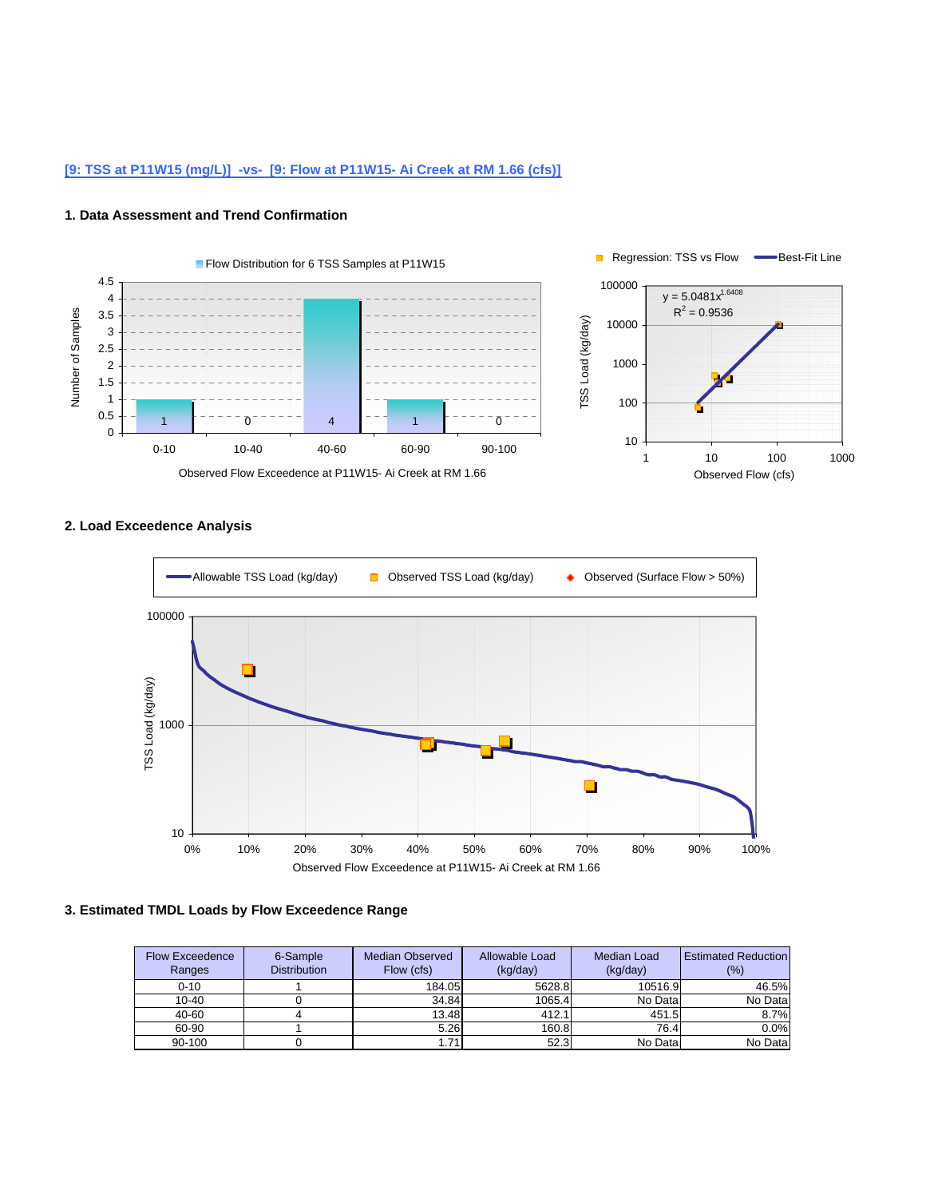[9: TSS at P11W15 (mg/L)]  -vs-  [9: Flow at P11W15- Ai Creek at RM 1.66 (cfs)]

### 1. Data Assessment and Trend Confirmation

Flow Distribution for 6 TSS Samples at P11W15

Number of Samples

Observed Flow Exceedence at P11W15- Ai Creek at RM 1.66

Regression: TSS vs Flow — Best-Fit Line

$y = 5.0481x^{1.6408}$

$R^2 = 0.9536$

TSS Load (kg/day)

Observed Flow (cfs)

### 2. Load Exceedence Analysis

Allowable TSS Load (kg/day) — Observed TSS Load (kg/day) — Observed (Surface Flow > 50%)

TSS Load (kg/day)

Observed Flow Exceedence at P11W15- Ai Creek at RM 1.66

### 3. Estimated TMDL Loads by Flow Exceedence Range

| Flow Exceedence Ranges | 6-Sample Distribution | Median Observed Flow (cfs) | Allowable Load (kg/day) | Median Load (kg/day) | Estimated Reduction (%) |
|---|---|---|---|---|---|
| 0-10 | 1 | 184.05 | 5628.8 | 10516.9 | 46.5% |
| 10-40 | 0 | 34.84 | 1065.4 | No Data | No Data |
| 40-60 | 4 | 13.48 | 412.1 | 451.5 | 8.7% |
| 60-90 | 1 | 5.26 | 160.8 | 76.4 | 0.0% |
| 90-100 | 0 | 1.71 | 52.3 | No Data | No Data |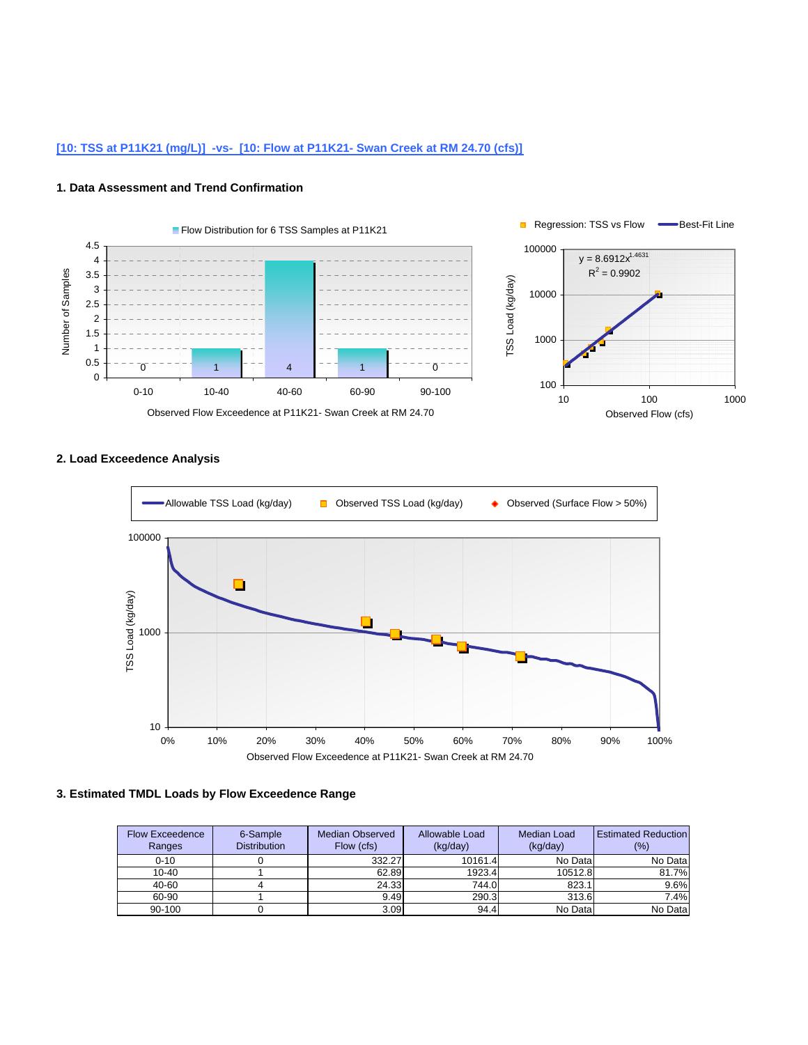[10: TSS at P11K21 (mg/L)] -vs- [10: Flow at P11K21- Swan Creek at RM 24.70 (cfs)]

### 1. Data Assessment and Trend Confirmation

Flow Distribution for 6 TSS Samples at P11K21

| Observed Flow Exceedence at P11K21- Swan Creek at RM 24.70 | 0-10 | 10-40 | 40-60 | 60-90 | 90-100 |
|---|---|---|---|---|---|
| Number of Samples | 0 | 1 | 4 | 1 | 0 |

Regression: TSS vs Flow — Best-Fit Line

$y = 8.6912x^{1.4631}$

$R^2 = 0.9902$

TSS Load (kg/day) vs Observed Flow (cfs)

### 2. Load Exceedence Analysis

Allowable TSS Load (kg/day) — Observed TSS Load (kg/day) — Observed (Surface Flow > 50%)

TSS Load (kg/day) vs Observed Flow Exceedence at P11K21- Swan Creek at RM 24.70

### 3. Estimated TMDL Loads by Flow Exceedence Range

| Flow Exceedence Ranges | 6-Sample Distribution | Median Observed Flow (cfs) | Allowable Load (kg/day) | Median Load (kg/day) | Estimated Reduction (%) |
|---|---|---|---|---|---|
| 0-10 | 0 | 332.27 | 10161.4 | No Data | No Data |
| 10-40 | 1 | 62.89 | 1923.4 | 10512.8 | 81.7% |
| 40-60 | 4 | 24.33 | 744.0 | 823.1 | 9.6% |
| 60-90 | 1 | 9.49 | 290.3 | 313.6 | 7.4% |
| 90-100 | 0 | 3.09 | 94.4 | No Data | No Data |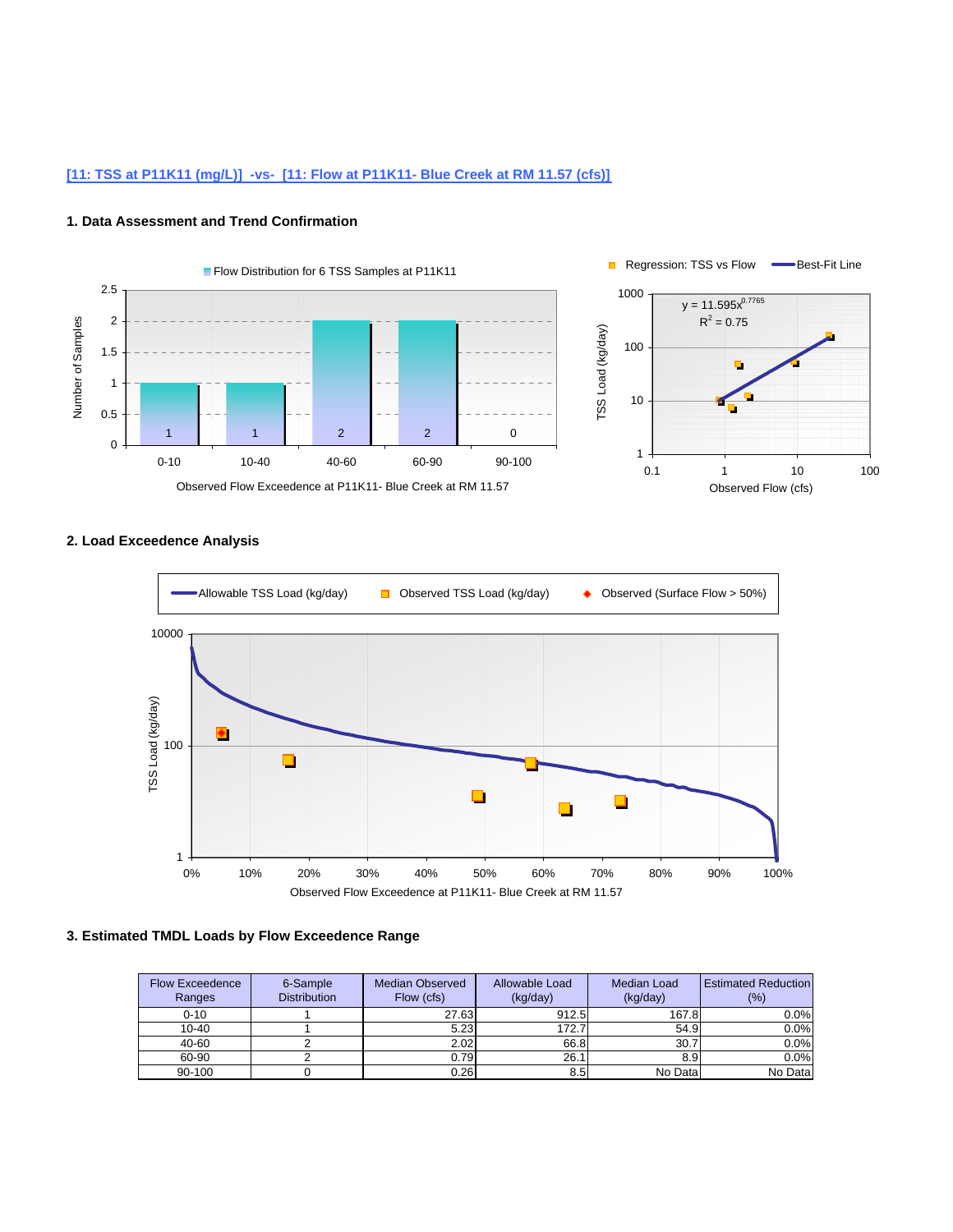[11: TSS at P11K11 (mg/L)]  -vs-  [11: Flow at P11K11- Blue Creek at RM 11.57 (cfs)]

### 1. Data Assessment and Trend Confirmation

### 2. Load Exceedence Analysis

### 3. Estimated TMDL Loads by Flow Exceedence Range

| Flow Exceedence Ranges | 6-Sample Distribution | Median Observed Flow (cfs) | Allowable Load (kg/day) | Median Load (kg/day) | Estimated Reduction (%) |
|---|---|---|---|---|---|
| 0-10 | 1 | 27.63 | 912.5 | 167.8 | 0.0% |
| 10-40 | 1 | 5.23 | 172.7 | 54.9 | 0.0% |
| 40-60 | 2 | 2.02 | 66.8 | 30.7 | 0.0% |
| 60-90 | 2 | 0.79 | 26.1 | 8.9 | 0.0% |
| 90-100 | 0 | 0.26 | 8.5 | No Data | No Data |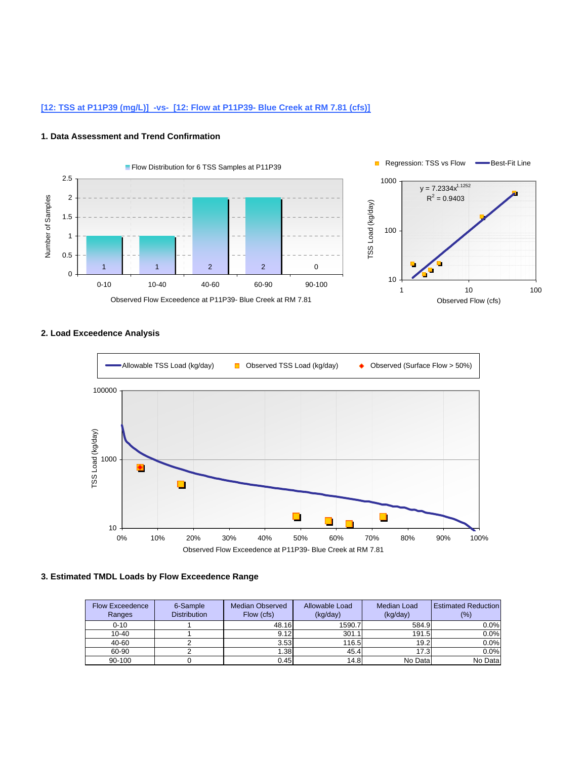[12: TSS at P11P39 (mg/L)] -vs- [12: Flow at P11P39- Blue Creek at RM 7.81 (cfs)]

### 1. Data Assessment and Trend Confirmation

### 2. Load Exceedence Analysis

### 3. Estimated TMDL Loads by Flow Exceedence Range

| Flow Exceedence Ranges | 6-Sample Distribution | Median Observed Flow (cfs) | Allowable Load (kg/day) | Median Load (kg/day) | Estimated Reduction (%) |
|---|---|---|---|---|---|
| 0-10 | 1 | 48.16 | 1590.7 | 584.9 | 0.0% |
| 10-40 | 1 | 9.12 | 301.1 | 191.5 | 0.0% |
| 40-60 | 2 | 3.53 | 116.5 | 19.2 | 0.0% |
| 60-90 | 2 | 1.38 | 45.4 | 17.3 | 0.0% |
| 90-100 | 0 | 0.45 | 14.8 | No Data | No Data |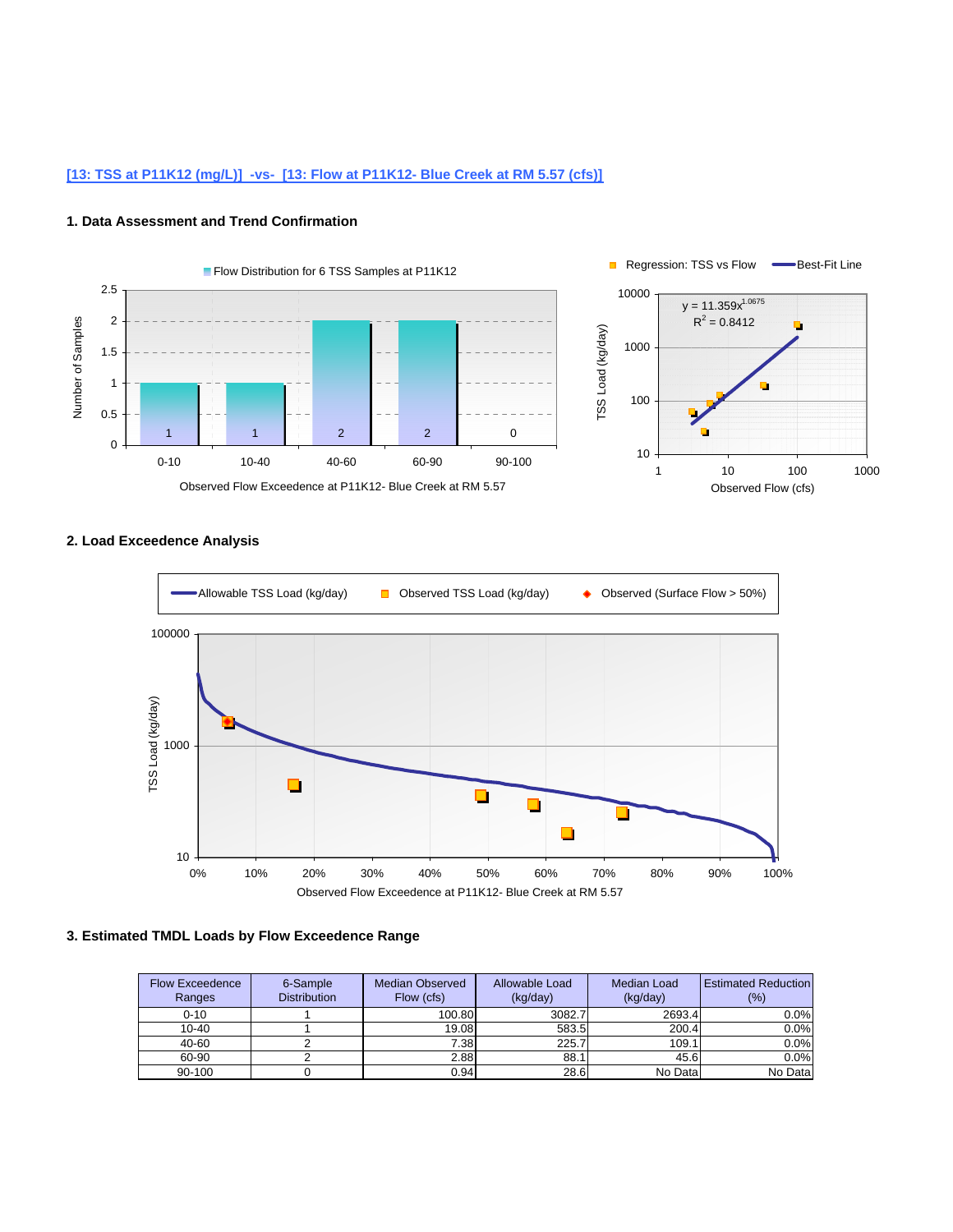[13: TSS at P11K12 (mg/L)]  -vs-  [13: Flow at P11K12- Blue Creek at RM 5.57 (cfs)]

### 1. Data Assessment and Trend Confirmation

Flow Distribution for 6 TSS Samples at P11K12

Number of Samples

Observed Flow Exceedence at P11K12- Blue Creek at RM 5.57

Regression: TSS vs Flow — Best-Fit Line

$y = 11.359x^{1.0675}$
$R^2 = 0.8412$

TSS Load (kg/day)

Observed Flow (cfs)

### 2. Load Exceedence Analysis

Allowable TSS Load (kg/day) — Observed TSS Load (kg/day) — Observed (Surface Flow > 50%)

TSS Load (kg/day)

Observed Flow Exceedence at P11K12- Blue Creek at RM 5.57

### 3. Estimated TMDL Loads by Flow Exceedence Range

| Flow Exceedence Ranges | 6-Sample Distribution | Median Observed Flow (cfs) | Allowable Load (kg/day) | Median Load (kg/day) | Estimated Reduction (%) |
|---|---|---|---|---|---|
| 0-10 | 1 | 100.80 | 3082.7 | 2693.4 | 0.0% |
| 10-40 | 1 | 19.08 | 583.5 | 200.4 | 0.0% |
| 40-60 | 2 | 7.38 | 225.7 | 109.1 | 0.0% |
| 60-90 | 2 | 2.88 | 88.1 | 45.6 | 0.0% |
| 90-100 | 0 | 0.94 | 28.6 | No Data | No Data |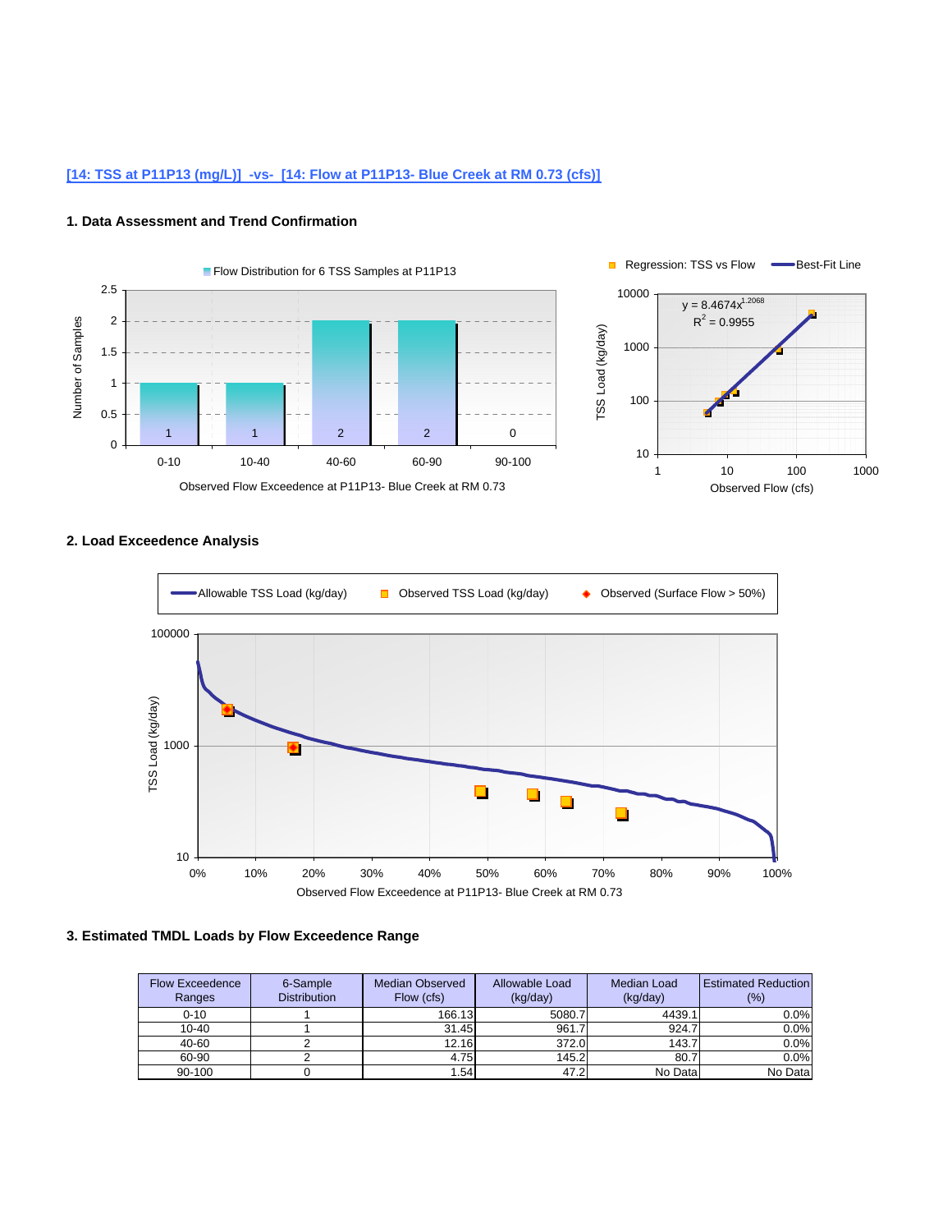[14: TSS at P11P13 (mg/L)]  -vs-  [14: Flow at P11P13- Blue Creek at RM 0.73 (cfs)]

### 1. Data Assessment and Trend Confirmation

### 2. Load Exceedence Analysis

### 3. Estimated TMDL Loads by Flow Exceedence Range

| Flow Exceedence Ranges | 6-Sample Distribution | Median Observed Flow (cfs) | Allowable Load (kg/day) | Median Load (kg/day) | Estimated Reduction (%) |
|---|---|---|---|---|---|
| 0-10 | 1 | 166.13 | 5080.7 | 4439.1 | 0.0% |
| 10-40 | 1 | 31.45 | 961.7 | 924.7 | 0.0% |
| 40-60 | 2 | 12.16 | 372.0 | 143.7 | 0.0% |
| 60-90 | 2 | 4.75 | 145.2 | 80.7 | 0.0% |
| 90-100 | 0 | 1.54 | 47.2 | No Data | No Data |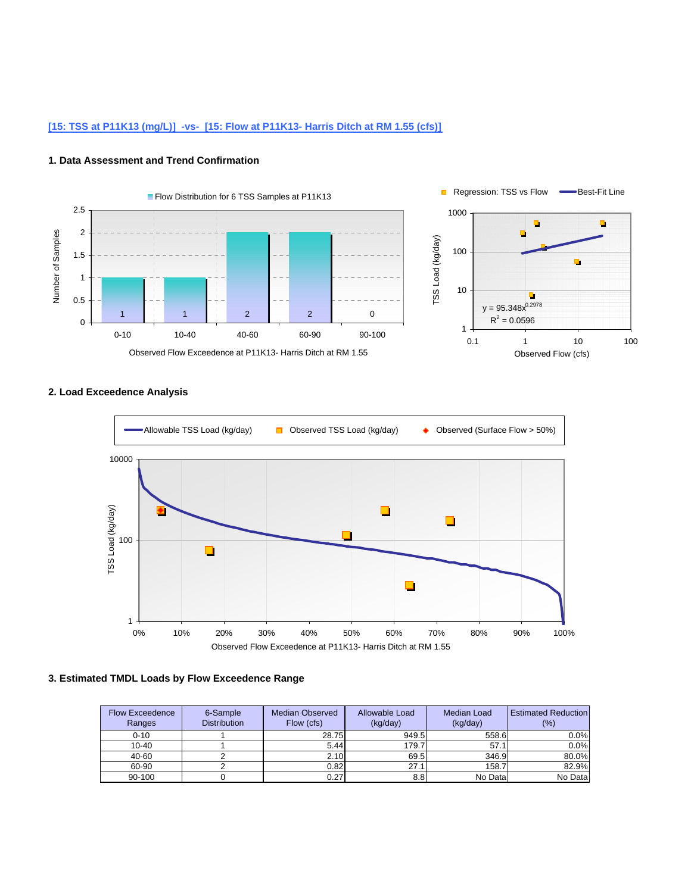[15: TSS at P11K13 (mg/L)] -vs- [15: Flow at P11K13- Harris Ditch at RM 1.55 (cfs)]

### 1. Data Assessment and Trend Confirmation

### 2. Load Exceedence Analysis

### 3. Estimated TMDL Loads by Flow Exceedence Range

| Flow Exceedence Ranges | 6-Sample Distribution | Median Observed Flow (cfs) | Allowable Load (kg/day) | Median Load (kg/day) | Estimated Reduction (%) |
|---|---|---|---|---|---|
| 0-10 | 1 | 28.75 | 949.5 | 558.6 | 0.0% |
| 10-40 | 1 | 5.44 | 179.7 | 57.1 | 0.0% |
| 40-60 | 2 | 2.10 | 69.5 | 346.9 | 80.0% |
| 60-90 | 2 | 0.82 | 27.1 | 158.7 | 82.9% |
| 90-100 | 0 | 0.27 | 8.8 | No Data | No Data |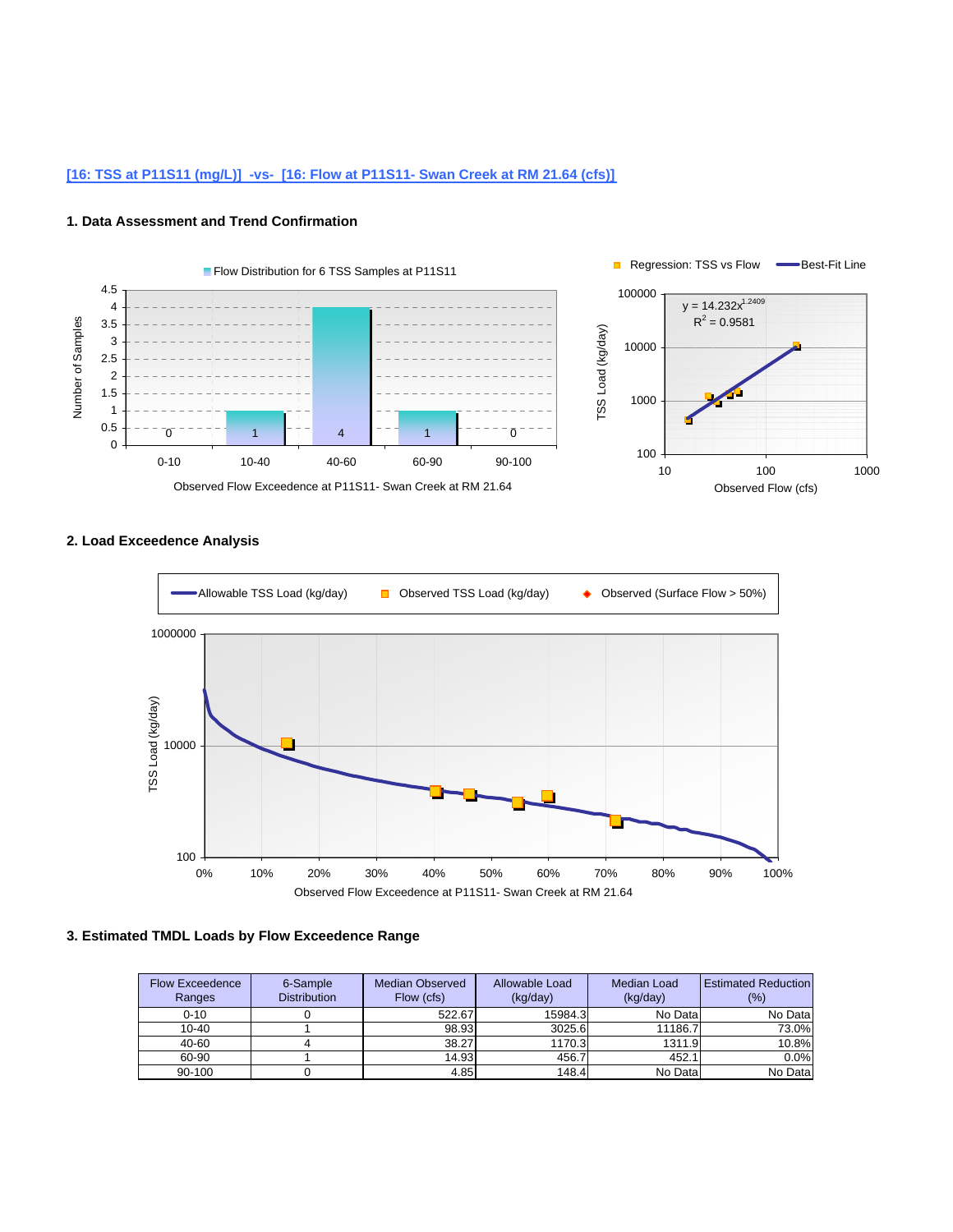[16: TSS at P11S11 (mg/L)]  -vs-  [16: Flow at P11S11- Swan Creek at RM 21.64 (cfs)]

### 1. Data Assessment and Trend Confirmation

Flow Distribution for 6 TSS Samples at P11S11

Number of Samples

Observed Flow Exceedence at P11S11- Swan Creek at RM 21.64

Regression: TSS vs Flow — Best-Fit Line

$y = 14.232x^{1.2409}$
$R^2 = 0.9581$

TSS Load (kg/day)

Observed Flow (cfs)

### 2. Load Exceedence Analysis

Allowable TSS Load (kg/day) — Observed TSS Load (kg/day) — Observed (Surface Flow > 50%)

TSS Load (kg/day)

Observed Flow Exceedence at P11S11- Swan Creek at RM 21.64

### 3. Estimated TMDL Loads by Flow Exceedence Range

| Flow Exceedence Ranges | 6-Sample Distribution | Median Observed Flow (cfs) | Allowable Load (kg/day) | Median Load (kg/day) | Estimated Reduction (%) |
|---|---|---|---|---|---|
| 0-10 | 0 | 522.67 | 15984.3 | No Data | No Data |
| 10-40 | 1 | 98.93 | 3025.6 | 11186.7 | 73.0% |
| 40-60 | 4 | 38.27 | 1170.3 | 1311.9 | 10.8% |
| 60-90 | 1 | 14.93 | 456.7 | 452.1 | 0.0% |
| 90-100 | 0 | 4.85 | 148.4 | No Data | No Data |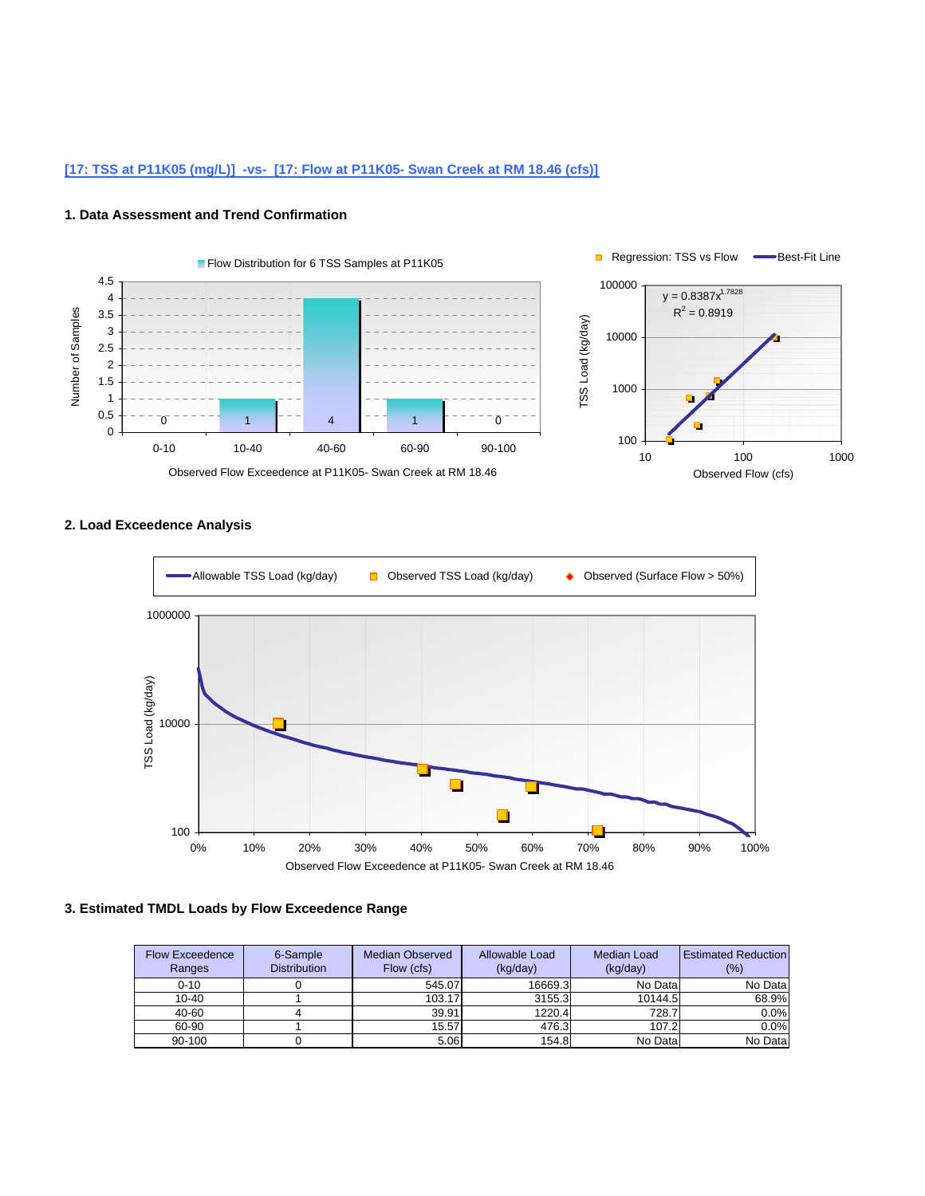[17: TSS at P11K05 (mg/L)]  -vs-  [17: Flow at P11K05- Swan Creek at RM 18.46 (cfs)]

**1. Data Assessment and Trend Confirmation**

Flow Distribution for 6 TSS Samples at P11K05

Number of Samples

| 0-10 | 10-40 | 40-60 | 60-90 | 90-100 |
|---|---|---|---|---|
| 0 | 1 | 4 | 1 | 0 |

Observed Flow Exceedence at P11K05- Swan Creek at RM 18.46

Regression: TSS vs Flow — Best-Fit Line

$y = 0.8387x^{1.7828}$
$R^2 = 0.8919$

TSS Load (kg/day) vs Observed Flow (cfs)

**2. Load Exceedence Analysis**

Allowable TSS Load (kg/day) — Observed TSS Load (kg/day) — Observed (Surface Flow > 50%)

TSS Load (kg/day) vs Observed Flow Exceedence at P11K05- Swan Creek at RM 18.46

**3. Estimated TMDL Loads by Flow Exceedence Range**

| Flow Exceedence Ranges | 6-Sample Distribution | Median Observed Flow (cfs) | Allowable Load (kg/day) | Median Load (kg/day) | Estimated Reduction (%) |
|---|---|---|---|---|---|
| 0-10 | 0 | 545.07 | 16669.3 | No Data | No Data |
| 10-40 | 1 | 103.17 | 3155.3 | 10144.5 | 68.9% |
| 40-60 | 4 | 39.91 | 1220.4 | 728.7 | 0.0% |
| 60-90 | 1 | 15.57 | 476.3 | 107.2 | 0.0% |
| 90-100 | 0 | 5.06 | 154.8 | No Data | No Data |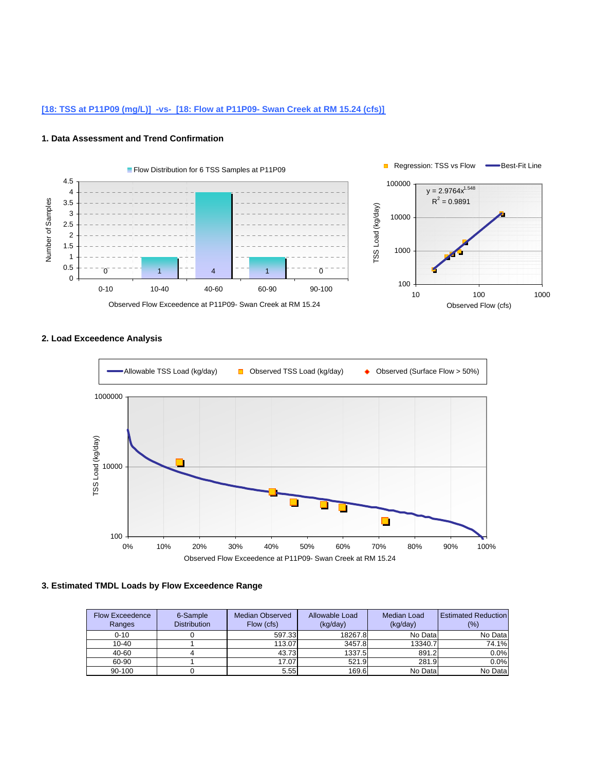[18: TSS at P11P09 (mg/L)]  -vs-  [18: Flow at P11P09- Swan Creek at RM 15.24 (cfs)]

### 1. Data Assessment and Trend Confirmation

Flow Distribution for 6 TSS Samples at P11P09

| Observed Flow Exceedence at P11P09- Swan Creek at RM 15.24 | 0-10 | 10-40 | 40-60 | 60-90 | 90-100 |
|---|---|---|---|---|---|
| Number of Samples | 0 | 1 | 4 | 1 | 0 |

Regression: TSS vs Flow — Best-Fit Line

$y = 2.9764x^{1.548}$

$R^2 = 0.9891$

### 2. Load Exceedence Analysis

Allowable TSS Load (kg/day) — Observed TSS Load (kg/day) — Observed (Surface Flow > 50%)

Observed Flow Exceedence at P11P09- Swan Creek at RM 15.24

### 3. Estimated TMDL Loads by Flow Exceedence Range

| Flow Exceedence Ranges | 6-Sample Distribution | Median Observed Flow (cfs) | Allowable Load (kg/day) | Median Load (kg/day) | Estimated Reduction (%) |
|---|---|---|---|---|---|
| 0-10 | 0 | 597.33 | 18267.8 | No Data | No Data |
| 10-40 | 1 | 113.07 | 3457.8 | 13340.7 | 74.1% |
| 40-60 | 4 | 43.73 | 1337.5 | 891.2 | 0.0% |
| 60-90 | 1 | 17.07 | 521.9 | 281.9 | 0.0% |
| 90-100 | 0 | 5.55 | 169.6 | No Data | No Data |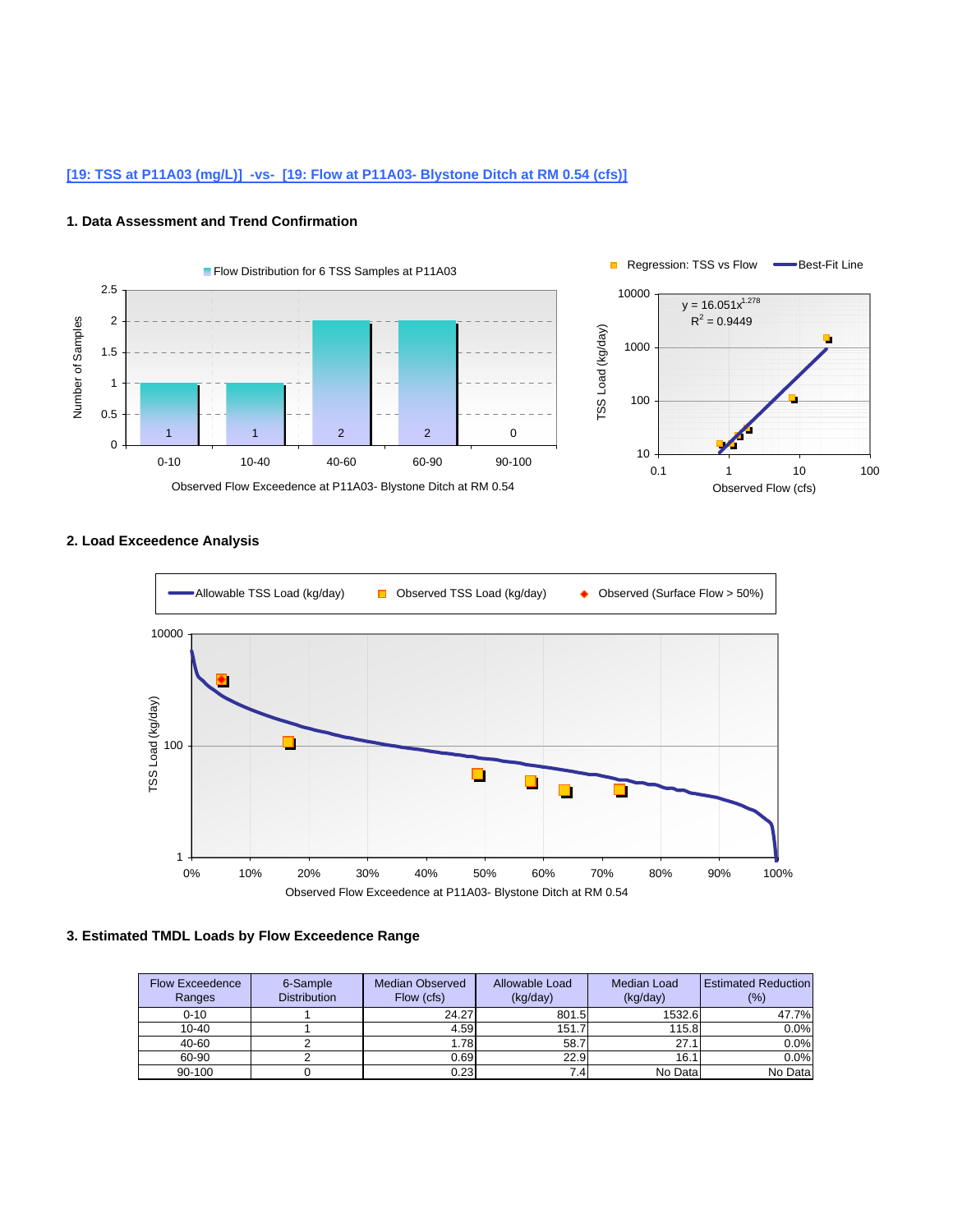[19: TSS at P11A03 (mg/L)] -vs- [19: Flow at P11A03- Blystone Ditch at RM 0.54 (cfs)]

### 1. Data Assessment and Trend Confirmation

Flow Distribution for 6 TSS Samples at P11A03

Regression: TSS vs Flow — Best-Fit Line

$y = 16.051x^{1.278}$

$R^2 = 0.9449$

### 2. Load Exceedence Analysis

### 3. Estimated TMDL Loads by Flow Exceedence Range

| Flow Exceedence Ranges | 6-Sample Distribution | Median Observed Flow (cfs) | Allowable Load (kg/day) | Median Load (kg/day) | Estimated Reduction (%) |
|---|---|---|---|---|---|
| 0-10 | 1 | 24.27 | 801.5 | 1532.6 | 47.7% |
| 10-40 | 1 | 4.59 | 151.7 | 115.8 | 0.0% |
| 40-60 | 2 | 1.78 | 58.7 | 27.1 | 0.0% |
| 60-90 | 2 | 0.69 | 22.9 | 16.1 | 0.0% |
| 90-100 | 0 | 0.23 | 7.4 | No Data | No Data |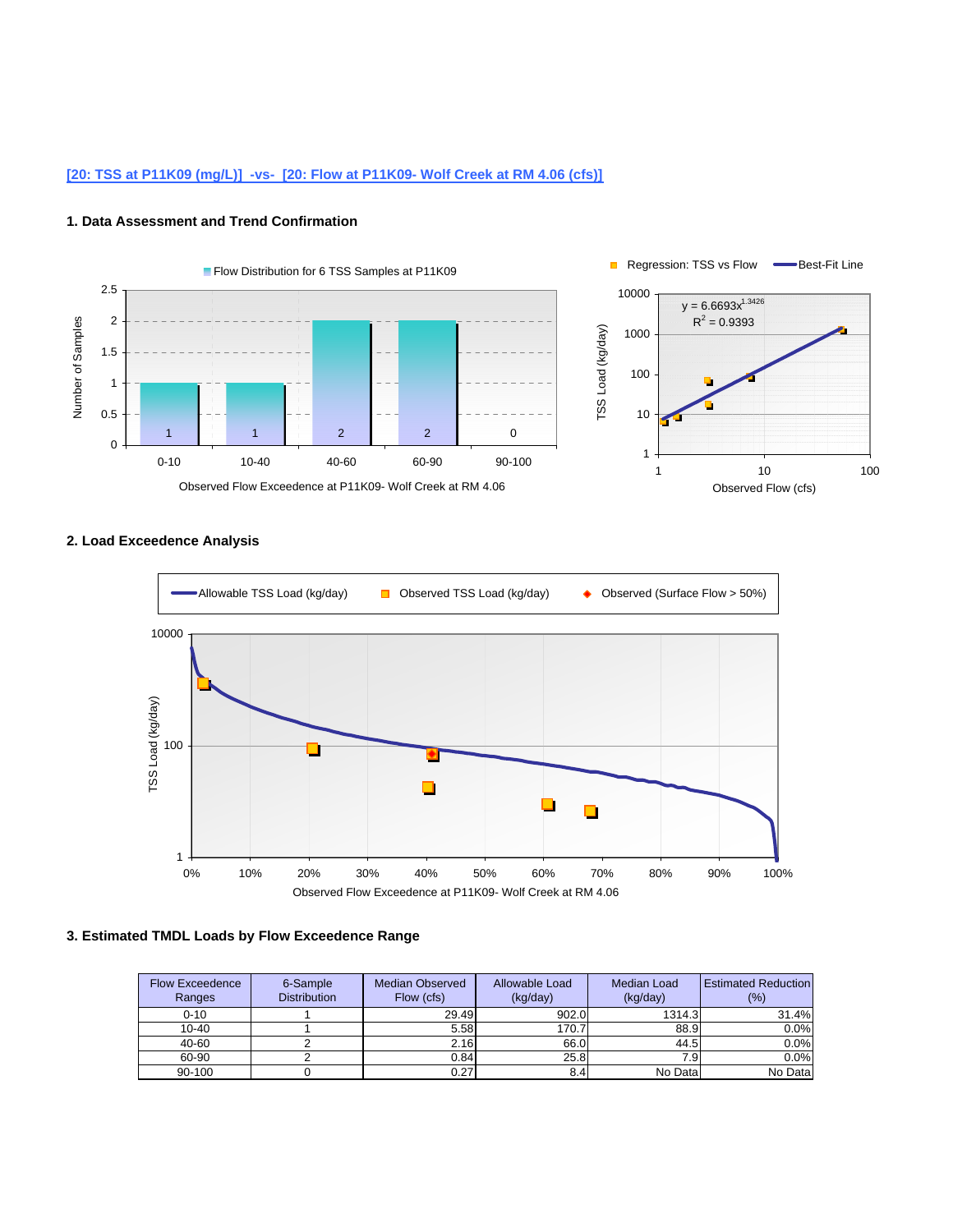[20: TSS at P11K09 (mg/L)]  -vs-  [20: Flow at P11K09- Wolf Creek at RM 4.06 (cfs)]

### 1. Data Assessment and Trend Confirmation

### 2. Load Exceedence Analysis

### 3. Estimated TMDL Loads by Flow Exceedence Range

| Flow Exceedence Ranges | 6-Sample Distribution | Median Observed Flow (cfs) | Allowable Load (kg/day) | Median Load (kg/day) | Estimated Reduction (%) |
|---|---|---|---|---|---|
| 0-10 | 1 | 29.49 | 902.0 | 1314.3 | 31.4% |
| 10-40 | 1 | 5.58 | 170.7 | 88.9 | 0.0% |
| 40-60 | 2 | 2.16 | 66.0 | 44.5 | 0.0% |
| 60-90 | 2 | 0.84 | 25.8 | 7.9 | 0.0% |
| 90-100 | 0 | 0.27 | 8.4 | No Data | No Data |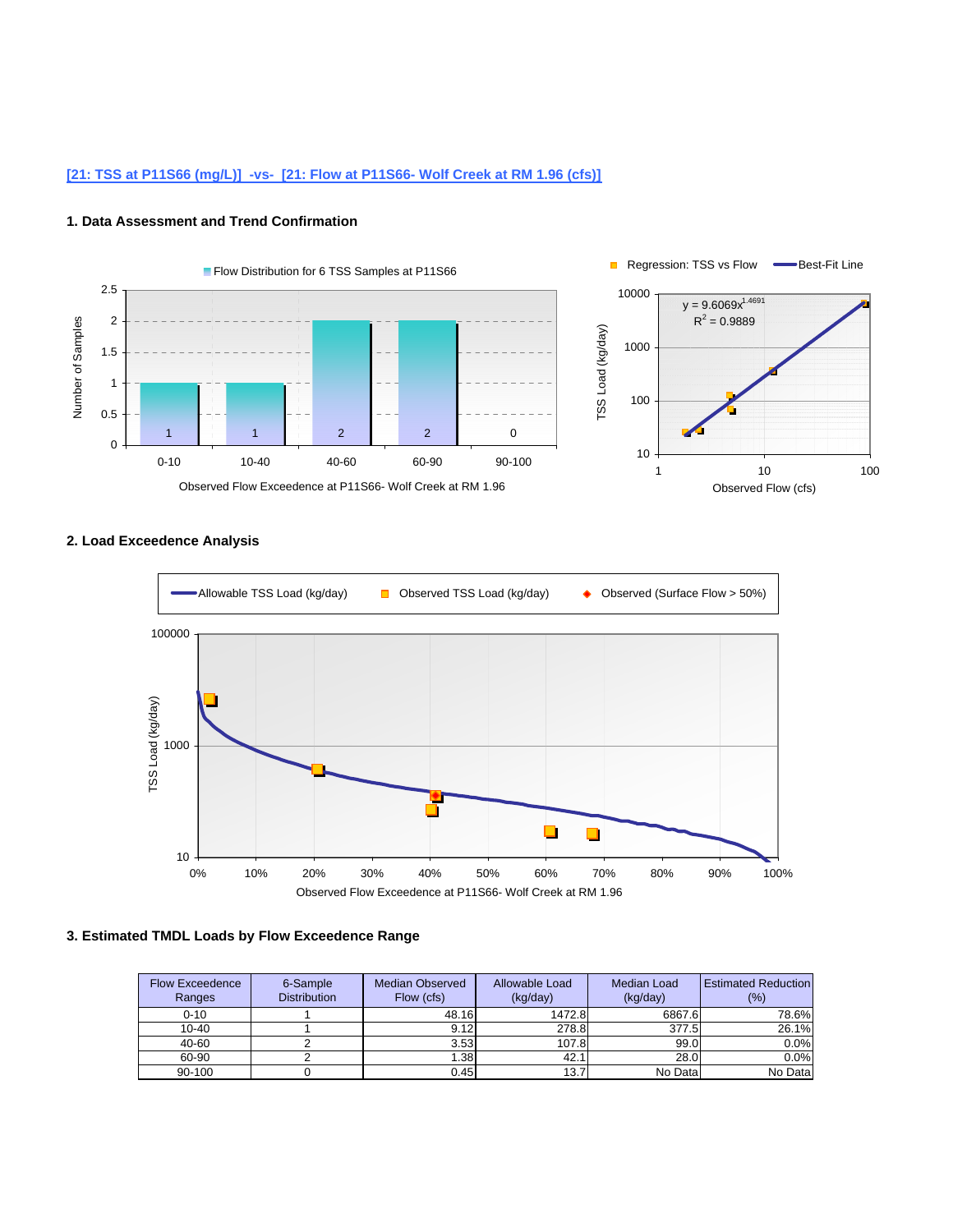[21: TSS at P11S66 (mg/L)]  -vs-  [21: Flow at P11S66- Wolf Creek at RM 1.96 (cfs)]

### 1. Data Assessment and Trend Confirmation

Flow Distribution for 6 TSS Samples at P11S66

| Observed Flow Exceedence at P11S66- Wolf Creek at RM 1.96 | Number of Samples |
|---|---|
| 0-10 | 1 |
| 10-40 | 1 |
| 40-60 | 2 |
| 60-90 | 2 |
| 90-100 | 0 |

Regression: TSS vs Flow — Best-Fit Line

$y = 9.6069x^{1.4691}$

$R^2 = 0.9889$

TSS Load (kg/day) vs. Observed Flow (cfs)

### 2. Load Exceedence Analysis

Allowable TSS Load (kg/day) — Observed TSS Load (kg/day) — Observed (Surface Flow > 50%)

TSS Load (kg/day) vs. Observed Flow Exceedence at P11S66- Wolf Creek at RM 1.96

### 3. Estimated TMDL Loads by Flow Exceedence Range

| Flow Exceedence Ranges | 6-Sample Distribution | Median Observed Flow (cfs) | Allowable Load (kg/day) | Median Load (kg/day) | Estimated Reduction (%) |
|---|---|---|---|---|---|
| 0-10 | 1 | 48.16 | 1472.8 | 6867.6 | 78.6% |
| 10-40 | 1 | 9.12 | 278.8 | 377.5 | 26.1% |
| 40-60 | 2 | 3.53 | 107.8 | 99.0 | 0.0% |
| 60-90 | 2 | 1.38 | 42.1 | 28.0 | 0.0% |
| 90-100 | 0 | 0.45 | 13.7 | No Data | No Data |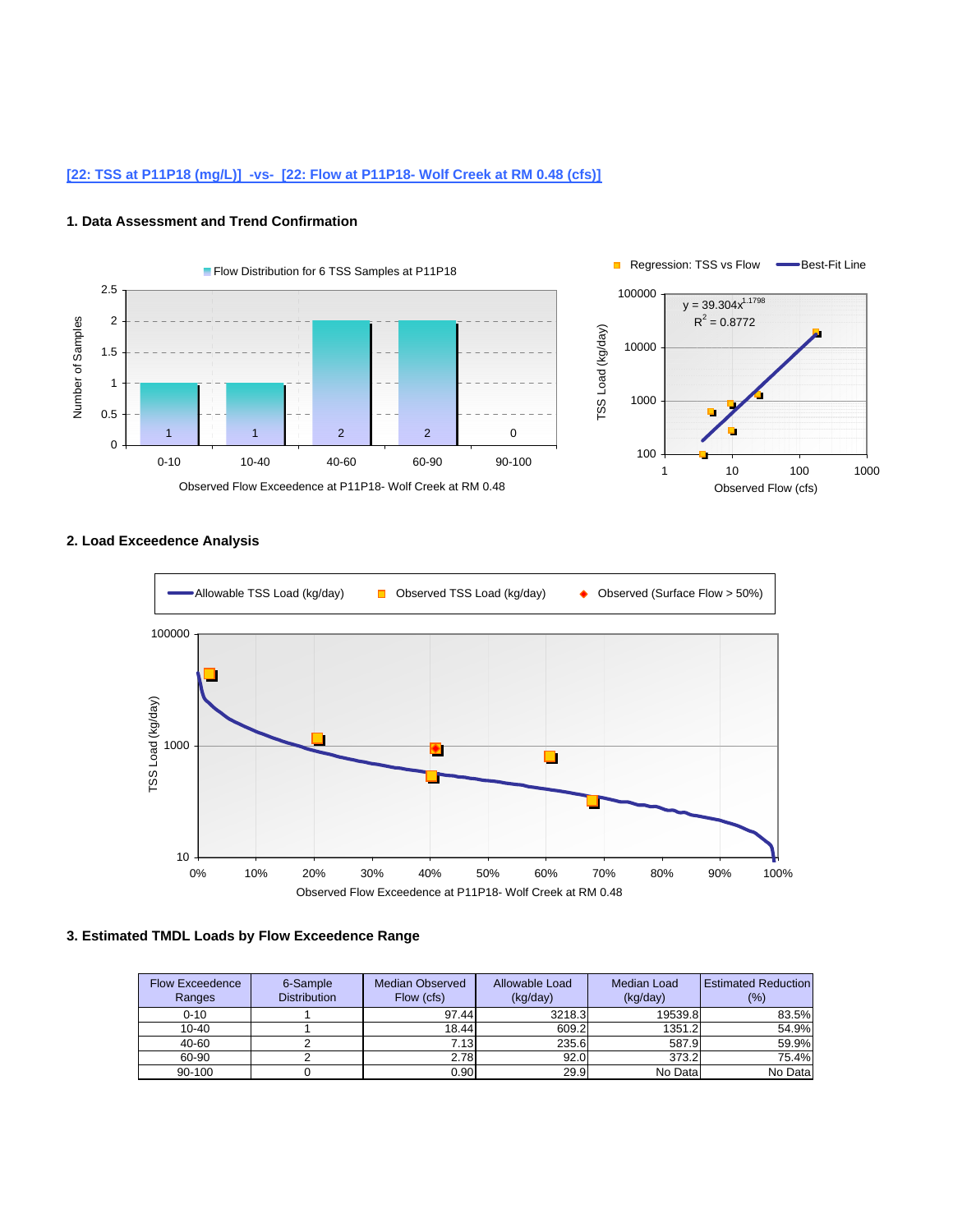[22: TSS at P11P18 (mg/L)]  -vs-  [22: Flow at P11P18- Wolf Creek at RM 0.48 (cfs)]

### 1. Data Assessment and Trend Confirmation

Flow Distribution for 6 TSS Samples at P11P18

| Observed Flow Exceedence at P11P18- Wolf Creek at RM 0.48 | 0-10 | 10-40 | 40-60 | 60-90 | 90-100 |
|---|---|---|---|---|---|
| Number of Samples | 1 | 1 | 2 | 2 | 0 |

Regression: TSS vs Flow — Best-Fit Line

$y = 39.304x^{1.1798}$

$R^2 = 0.8772$

TSS Load (kg/day) vs Observed Flow (cfs)

### 2. Load Exceedence Analysis

Allowable TSS Load (kg/day) — Observed TSS Load (kg/day) — Observed (Surface Flow > 50%)

TSS Load (kg/day) vs Observed Flow Exceedence at P11P18- Wolf Creek at RM 0.48

### 3. Estimated TMDL Loads by Flow Exceedence Range

| Flow Exceedence Ranges | 6-Sample Distribution | Median Observed Flow (cfs) | Allowable Load (kg/day) | Median Load (kg/day) | Estimated Reduction (%) |
|---|---|---|---|---|---|
| 0-10 | 1 | 97.44 | 3218.3 | 19539.8 | 83.5% |
| 10-40 | 1 | 18.44 | 609.2 | 1351.2 | 54.9% |
| 40-60 | 2 | 7.13 | 235.6 | 587.9 | 59.9% |
| 60-90 | 2 | 2.78 | 92.0 | 373.2 | 75.4% |
| 90-100 | 0 | 0.90 | 29.9 | No Data | No Data |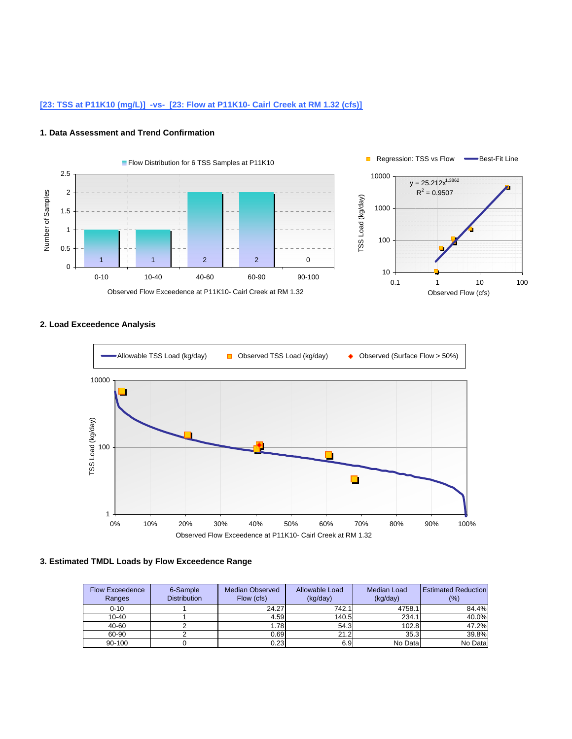[23: TSS at P11K10 (mg/L)]  -vs-  [23: Flow at P11K10- Cairl Creek at RM 1.32 (cfs)]

### 1. Data Assessment and Trend Confirmation

Flow Distribution for 6 TSS Samples at P11K10

| Observed Flow Exceedence at P11K10- Cairl Creek at RM 1.32 | 0-10 | 10-40 | 40-60 | 60-90 | 90-100 |
|---|---|---|---|---|---|
| Number of Samples | 1 | 1 | 2 | 2 | 0 |

Regression: TSS vs Flow — Best-Fit Line

$y = 25.212x^{1.3862}$

$R^2 = 0.9507$

TSS Load (kg/day) vs Observed Flow (cfs)

### 2. Load Exceedence Analysis

Allowable TSS Load (kg/day) — Observed TSS Load (kg/day) — Observed (Surface Flow > 50%)

TSS Load (kg/day) vs Observed Flow Exceedence at P11K10- Cairl Creek at RM 1.32

### 3. Estimated TMDL Loads by Flow Exceedence Range

| Flow Exceedence Ranges | 6-Sample Distribution | Median Observed Flow (cfs) | Allowable Load (kg/day) | Median Load (kg/day) | Estimated Reduction (%) |
|---|---|---|---|---|---|
| 0-10 | 1 | 24.27 | 742.1 | 4758.1 | 84.4% |
| 10-40 | 1 | 4.59 | 140.5 | 234.1 | 40.0% |
| 40-60 | 2 | 1.78 | 54.3 | 102.8 | 47.2% |
| 60-90 | 2 | 0.69 | 21.2 | 35.3 | 39.8% |
| 90-100 | 0 | 0.23 | 6.9 | No Data | No Data |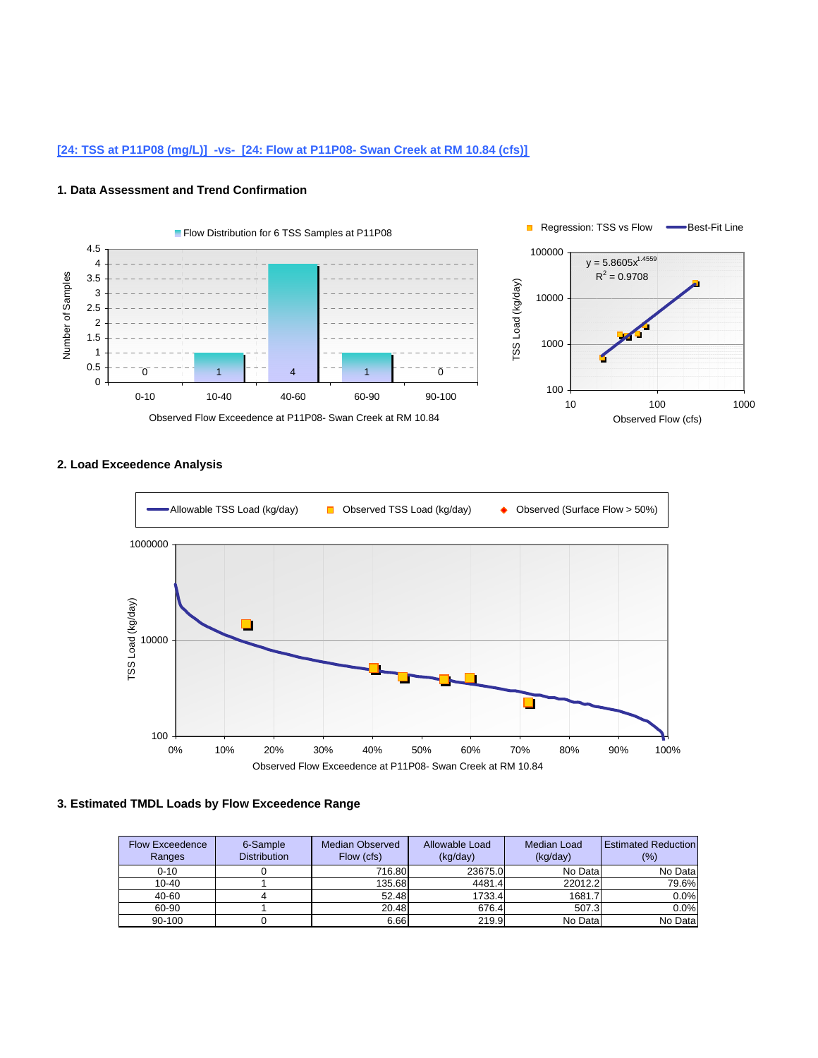[24: TSS at P11P08 (mg/L)] -vs- [24: Flow at P11P08- Swan Creek at RM 10.84 (cfs)]

### 1. Data Assessment and Trend Confirmation

Flow Distribution for 6 TSS Samples at P11P08

Regression: TSS vs Flow — Best-Fit Line

$y = 5.8605x^{1.4559}$

$R^2 = 0.9708$

### 2. Load Exceedence Analysis

### 3. Estimated TMDL Loads by Flow Exceedence Range

| Flow Exceedence Ranges | 6-Sample Distribution | Median Observed Flow (cfs) | Allowable Load (kg/day) | Median Load (kg/day) | Estimated Reduction (%) |
|---|---|---|---|---|---|
| 0-10 | 0 | 716.80 | 23675.0 | No Data | No Data |
| 10-40 | 1 | 135.68 | 4481.4 | 22012.2 | 79.6% |
| 40-60 | 4 | 52.48 | 1733.4 | 1681.7 | 0.0% |
| 60-90 | 1 | 20.48 | 676.4 | 507.3 | 0.0% |
| 90-100 | 0 | 6.66 | 219.9 | No Data | No Data |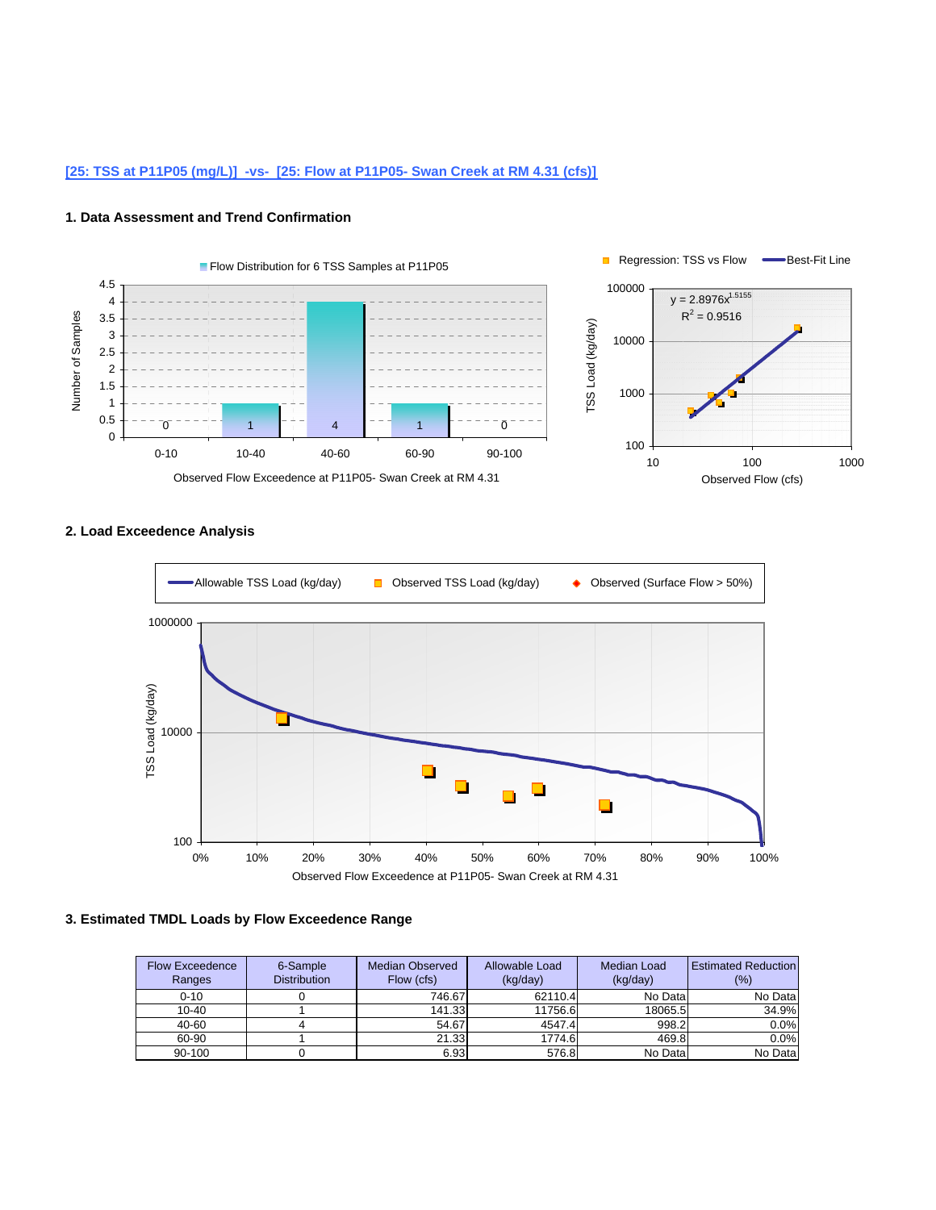[25: TSS at P11P05 (mg/L)]  -vs-  [25: Flow at P11P05- Swan Creek at RM 4.31 (cfs)]

### 1. Data Assessment and Trend Confirmation

### 2. Load Exceedence Analysis

### 3. Estimated TMDL Loads by Flow Exceedence Range

| Flow Exceedence Ranges | 6-Sample Distribution | Median Observed Flow (cfs) | Allowable Load (kg/day) | Median Load (kg/day) | Estimated Reduction (%) |
|---|---|---|---|---|---|
| 0-10 | 0 | 746.67 | 62110.4 | No Data | No Data |
| 10-40 | 1 | 141.33 | 11756.6 | 18065.5 | 34.9% |
| 40-60 | 4 | 54.67 | 4547.4 | 998.2 | 0.0% |
| 60-90 | 1 | 21.33 | 1774.6 | 469.8 | 0.0% |
| 90-100 | 0 | 6.93 | 576.8 | No Data | No Data |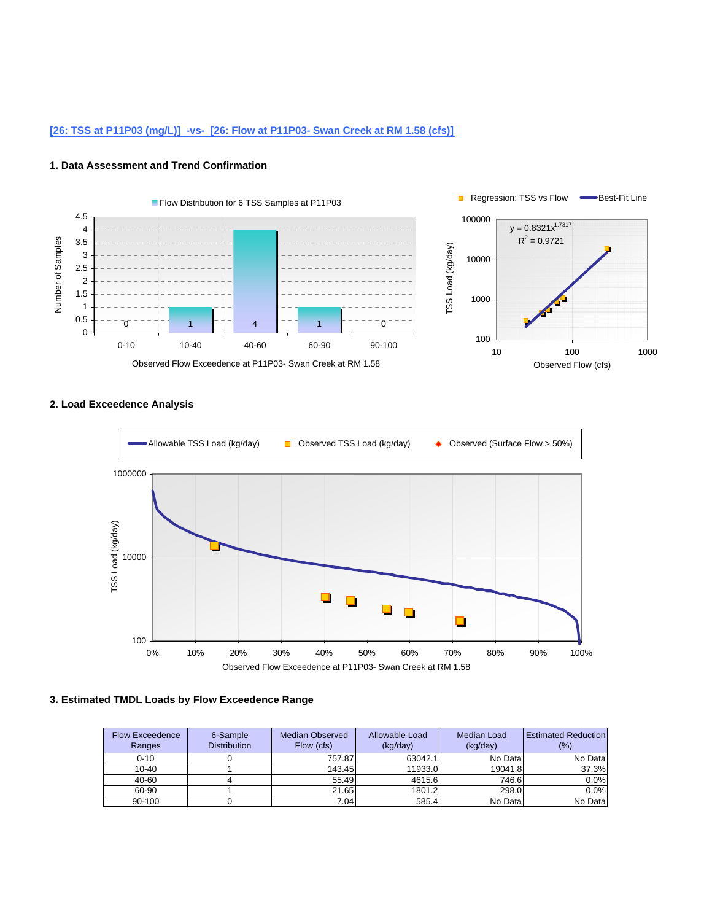[26: TSS at P11P03 (mg/L)]  -vs-  [26: Flow at P11P03- Swan Creek at RM 1.58 (cfs)]

### 1. Data Assessment and Trend Confirmation

Flow Distribution for 6 TSS Samples at P11P03

| Observed Flow Exceedence at P11P03- Swan Creek at RM 1.58 | 0-10 | 10-40 | 40-60 | 60-90 | 90-100 |
|---|---|---|---|---|---|
| Number of Samples | 0 | 1 | 4 | 1 | 0 |

Regression: TSS vs Flow — Best-Fit Line

$y = 0.8321x^{1.7317}$

$R^2 = 0.9721$

TSS Load (kg/day) vs Observed Flow (cfs)

### 2. Load Exceedence Analysis

Allowable TSS Load (kg/day) — Observed TSS Load (kg/day) — Observed (Surface Flow > 50%)

TSS Load (kg/day) vs Observed Flow Exceedence at P11P03- Swan Creek at RM 1.58

### 3. Estimated TMDL Loads by Flow Exceedence Range

| Flow Exceedence Ranges | 6-Sample Distribution | Median Observed Flow (cfs) | Allowable Load (kg/day) | Median Load (kg/day) | Estimated Reduction (%) |
|---|---|---|---|---|---|
| 0-10 | 0 | 757.87 | 63042.1 | No Data | No Data |
| 10-40 | 1 | 143.45 | 11933.0 | 19041.8 | 37.3% |
| 40-60 | 4 | 55.49 | 4615.6 | 746.6 | 0.0% |
| 60-90 | 1 | 21.65 | 1801.2 | 298.0 | 0.0% |
| 90-100 | 0 | 7.04 | 585.4 | No Data | No Data |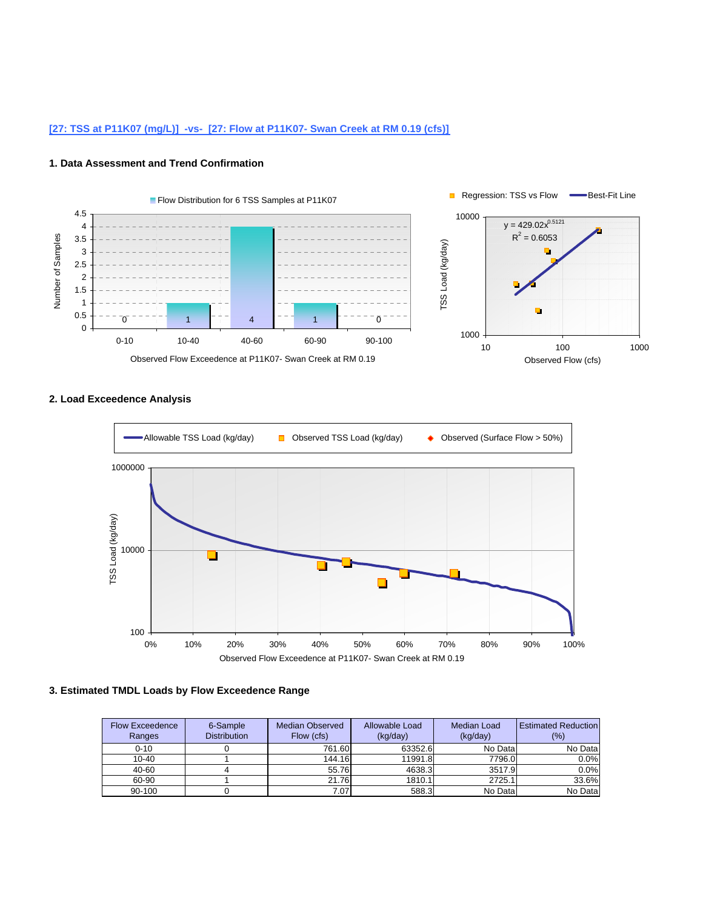[27: TSS at P11K07 (mg/L)]  -vs-  [27: Flow at P11K07- Swan Creek at RM 0.19 (cfs)]

### 1. Data Assessment and Trend Confirmation

### 2. Load Exceedence Analysis

### 3. Estimated TMDL Loads by Flow Exceedence Range

| Flow Exceedence Ranges | 6-Sample Distribution | Median Observed Flow (cfs) | Allowable Load (kg/day) | Median Load (kg/day) | Estimated Reduction (%) |
|---|---|---|---|---|---|
| 0-10 | 0 | 761.60 | 63352.6 | No Data | No Data |
| 10-40 | 1 | 144.16 | 11991.8 | 7796.0 | 0.0% |
| 40-60 | 4 | 55.76 | 4638.3 | 3517.9 | 0.0% |
| 60-90 | 1 | 21.76 | 1810.1 | 2725.1 | 33.6% |
| 90-100 | 0 | 7.07 | 588.3 | No Data | No Data |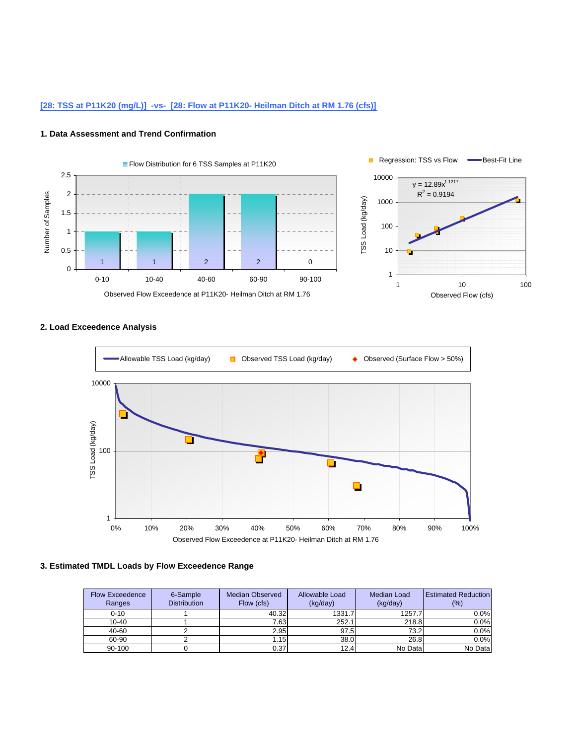[28: TSS at P11K20 (mg/L)]  -vs-  [28: Flow at P11K20- Heilman Ditch at RM 1.76 (cfs)]

### 1. Data Assessment and Trend Confirmation

Flow Distribution for 6 TSS Samples at P11K20

Number of Samples

2.5
2
1.5
1
0.5
0

1 1 2 2 0

0-10
10-40
40-60
60-90
90-100

Observed Flow Exceedence at P11K20- Heilman Ditch at RM 1.76

Regression: TSS vs Flow
Best-Fit Line

$y = 12.89x^{1.1217}$
$R^2 = 0.9194$

TSS Load (kg/day)

10000
1000
100
10
1

1
10
100

Observed Flow (cfs)

### 2. Load Exceedence Analysis

Allowable TSS Load (kg/day)
Observed TSS Load (kg/day)
Observed (Surface Flow > 50%)

TSS Load (kg/day)

10000
100
1

0%
10%
20%
30%
40%
50%
60%
70%
80%
90%
100%

Observed Flow Exceedence at P11K20- Heilman Ditch at RM 1.76

### 3. Estimated TMDL Loads by Flow Exceedence Range

| Flow Exceedence Ranges | 6-Sample Distribution | Median Observed Flow (cfs) | Allowable Load (kg/day) | Median Load (kg/day) | Estimated Reduction (%) |
|---|---|---|---|---|---|
| 0-10 | 1 | 40.32 | 1331.7 | 1257.7 | 0.0% |
| 10-40 | 1 | 7.63 | 252.1 | 218.8 | 0.0% |
| 40-60 | 2 | 2.95 | 97.5 | 73.2 | 0.0% |
| 60-90 | 2 | 1.15 | 38.0 | 26.8 | 0.0% |
| 90-100 | 0 | 0.37 | 12.4 | No Data | No Data |